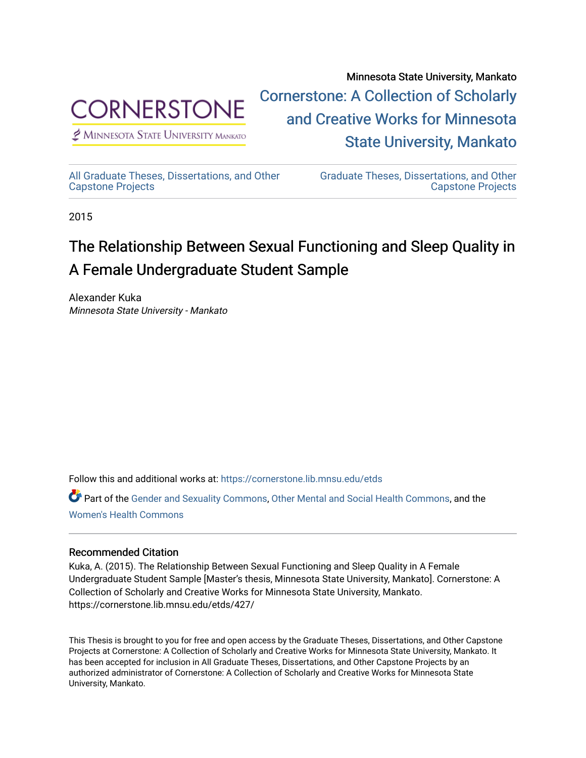Minnesota State University, Mankato

CORNERSTONE
Minnesota State University Mankato

# Cornerstone: A Collection of Scholarly and Creative Works for Minnesota State University, Mankato

All Graduate Theses, Dissertations, and Other Capstone Projects

Graduate Theses, Dissertations, and Other Capstone Projects

2015

# The Relationship Between Sexual Functioning and Sleep Quality in A Female Undergraduate Student Sample

Alexander Kuka
*Minnesota State University - Mankato*

Follow this and additional works at: https://cornerstone.lib.mnsu.edu/etds

Part of the Gender and Sexuality Commons, Other Mental and Social Health Commons, and the Women's Health Commons

## Recommended Citation

Kuka, A. (2015). The Relationship Between Sexual Functioning and Sleep Quality in A Female Undergraduate Student Sample [Master's thesis, Minnesota State University, Mankato]. Cornerstone: A Collection of Scholarly and Creative Works for Minnesota State University, Mankato. https://cornerstone.lib.mnsu.edu/etds/427/

This Thesis is brought to you for free and open access by the Graduate Theses, Dissertations, and Other Capstone Projects at Cornerstone: A Collection of Scholarly and Creative Works for Minnesota State University, Mankato. It has been accepted for inclusion in All Graduate Theses, Dissertations, and Other Capstone Projects by an authorized administrator of Cornerstone: A Collection of Scholarly and Creative Works for Minnesota State University, Mankato.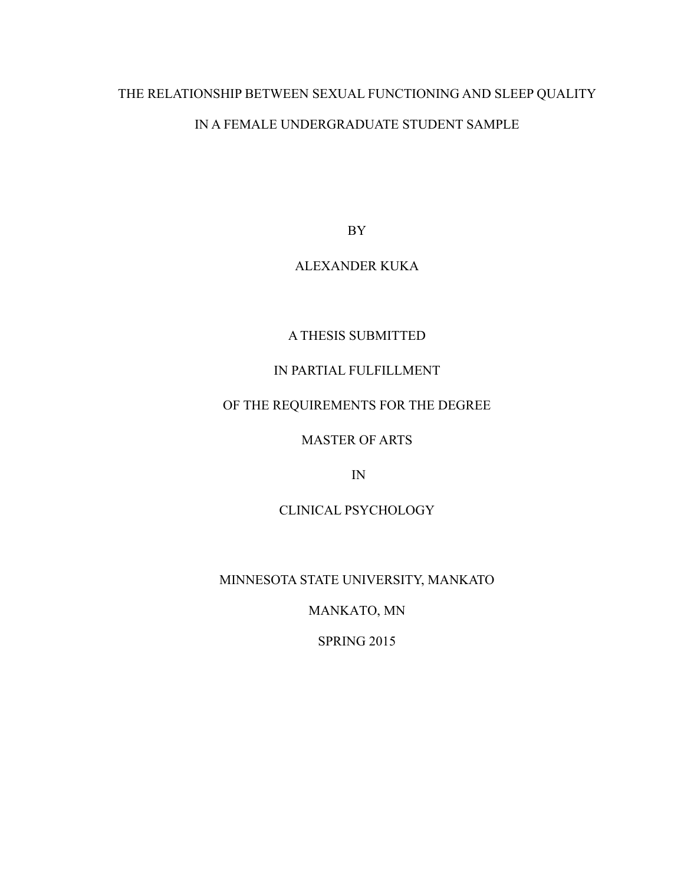# THE RELATIONSHIP BETWEEN SEXUAL FUNCTIONING AND SLEEP QUALITY IN A FEMALE UNDERGRADUATE STUDENT SAMPLE

BY

ALEXANDER KUKA

A THESIS SUBMITTED

IN PARTIAL FULFILLMENT

OF THE REQUIREMENTS FOR THE DEGREE

MASTER OF ARTS

IN

CLINICAL PSYCHOLOGY

MINNESOTA STATE UNIVERSITY, MANKATO

MANKATO, MN

SPRING 2015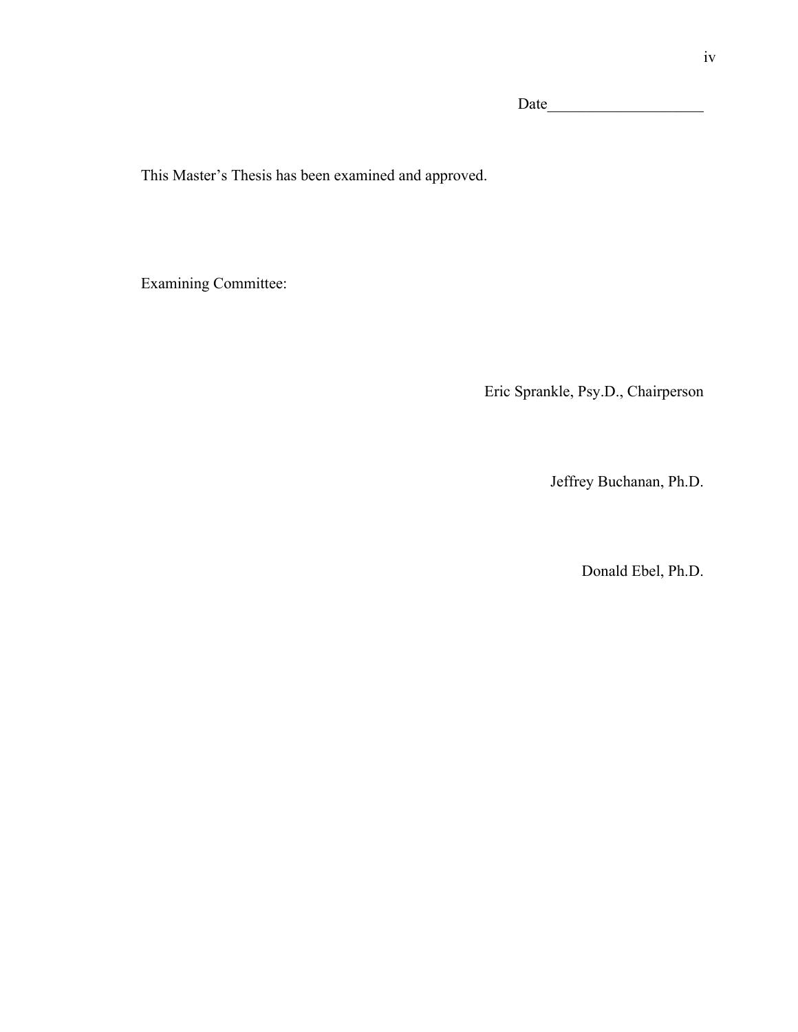Date____________________

This Master's Thesis has been examined and approved.

Examining Committee:

Eric Sprankle, Psy.D., Chairperson

Jeffrey Buchanan, Ph.D.

Donald Ebel, Ph.D.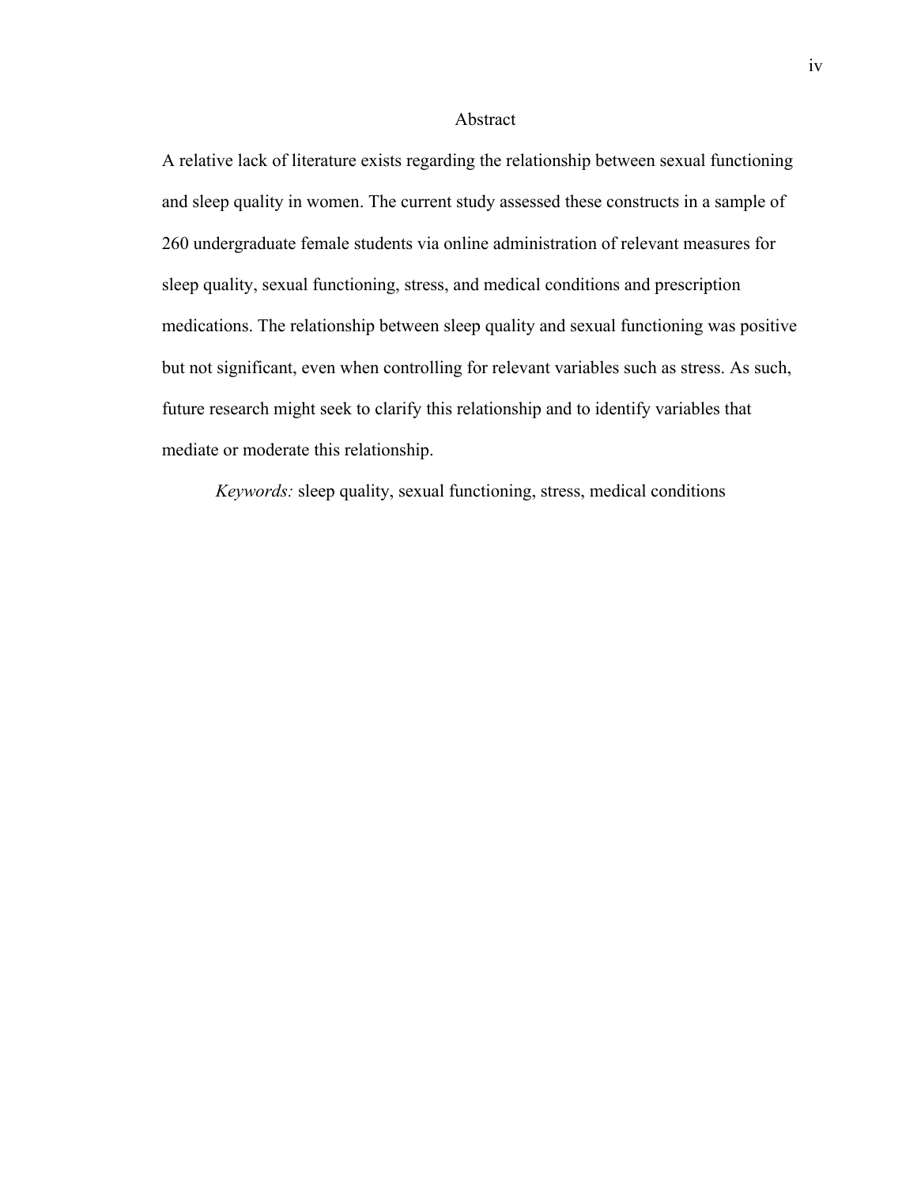# Abstract

A relative lack of literature exists regarding the relationship between sexual functioning and sleep quality in women. The current study assessed these constructs in a sample of 260 undergraduate female students via online administration of relevant measures for sleep quality, sexual functioning, stress, and medical conditions and prescription medications. The relationship between sleep quality and sexual functioning was positive but not significant, even when controlling for relevant variables such as stress. As such, future research might seek to clarify this relationship and to identify variables that mediate or moderate this relationship.

*Keywords:* sleep quality, sexual functioning, stress, medical conditions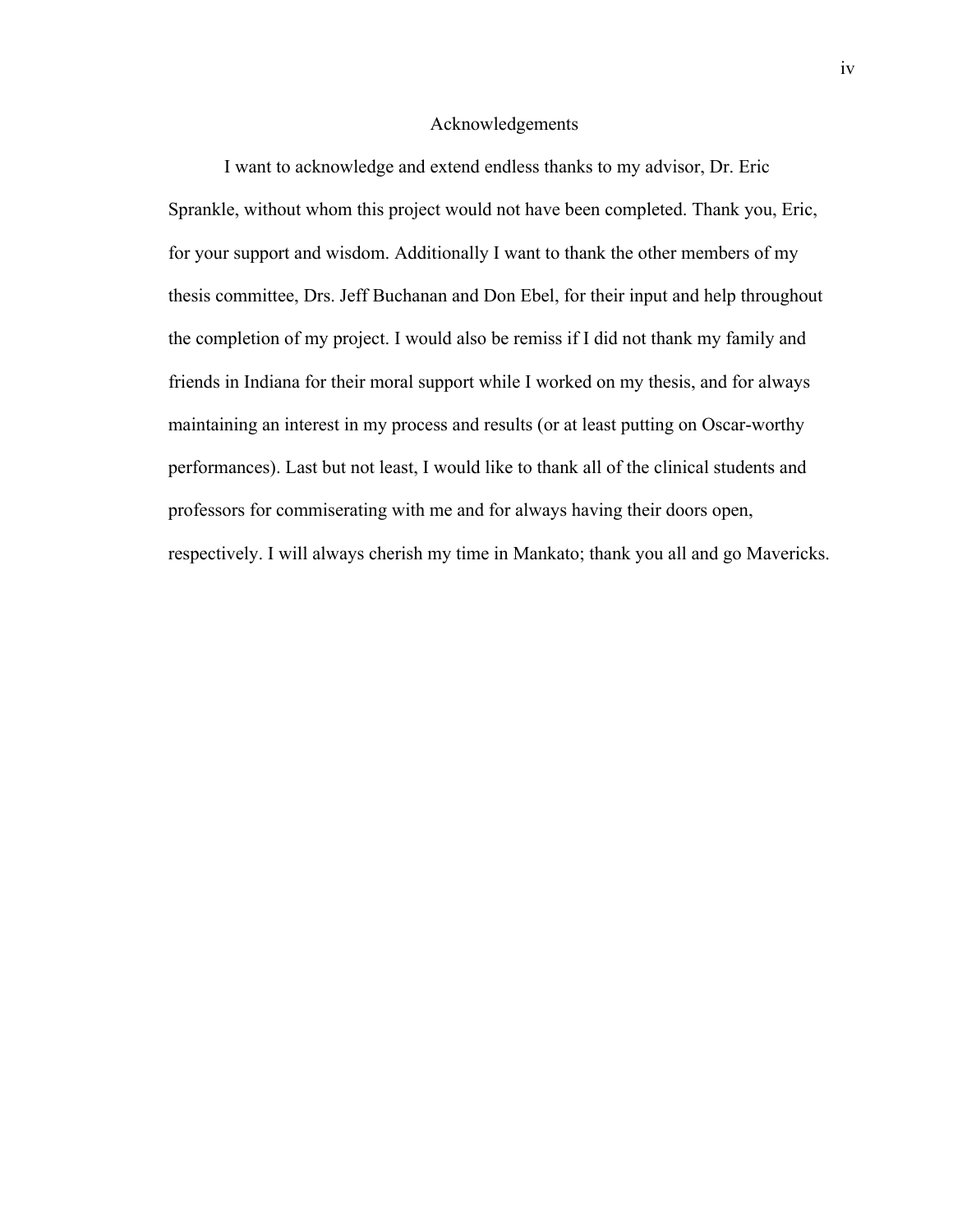# Acknowledgements

I want to acknowledge and extend endless thanks to my advisor, Dr. Eric Sprankle, without whom this project would not have been completed. Thank you, Eric, for your support and wisdom. Additionally I want to thank the other members of my thesis committee, Drs. Jeff Buchanan and Don Ebel, for their input and help throughout the completion of my project. I would also be remiss if I did not thank my family and friends in Indiana for their moral support while I worked on my thesis, and for always maintaining an interest in my process and results (or at least putting on Oscar-worthy performances). Last but not least, I would like to thank all of the clinical students and professors for commiserating with me and for always having their doors open, respectively. I will always cherish my time in Mankato; thank you all and go Mavericks.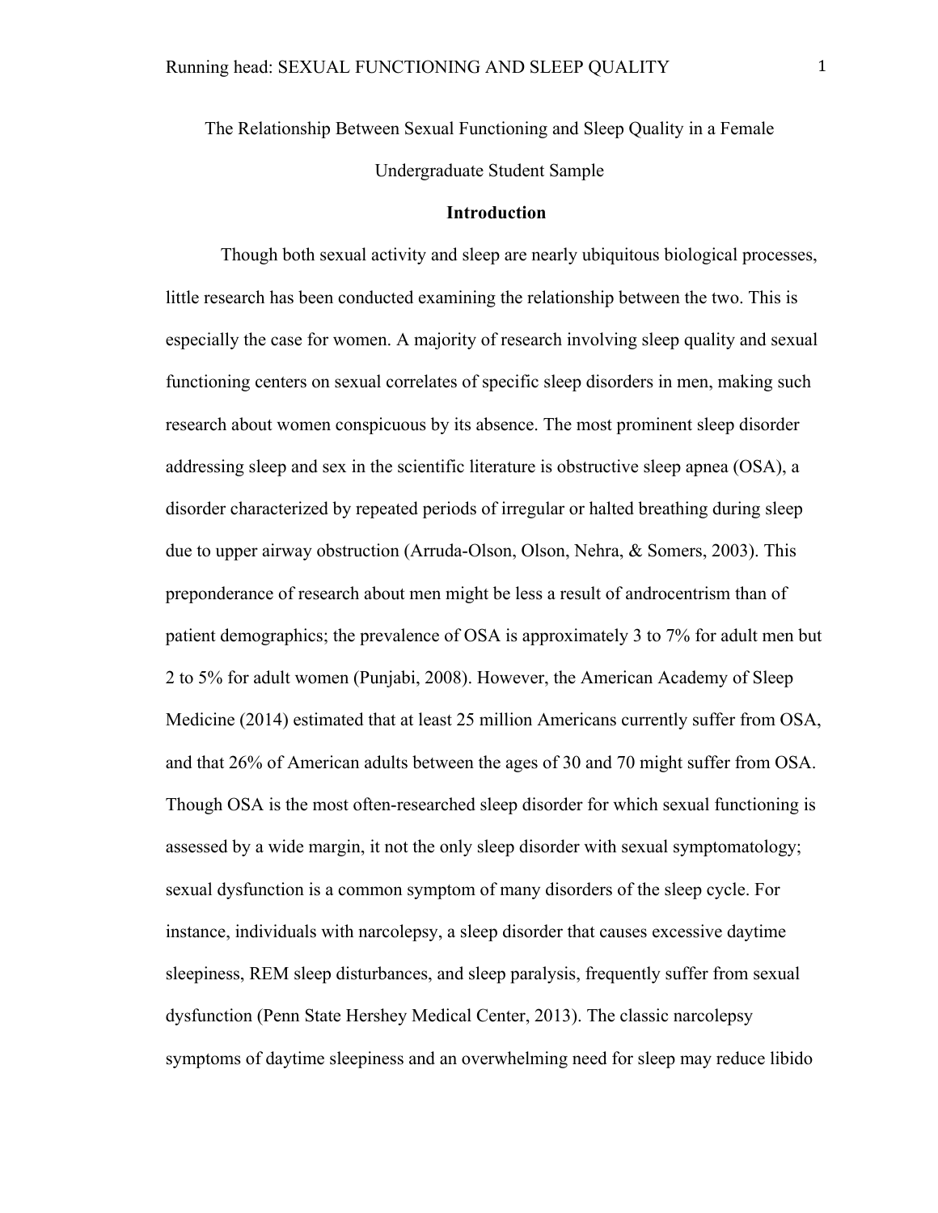The Relationship Between Sexual Functioning and Sleep Quality in a Female Undergraduate Student Sample

## Introduction

Though both sexual activity and sleep are nearly ubiquitous biological processes, little research has been conducted examining the relationship between the two. This is especially the case for women. A majority of research involving sleep quality and sexual functioning centers on sexual correlates of specific sleep disorders in men, making such research about women conspicuous by its absence. The most prominent sleep disorder addressing sleep and sex in the scientific literature is obstructive sleep apnea (OSA), a disorder characterized by repeated periods of irregular or halted breathing during sleep due to upper airway obstruction (Arruda-Olson, Olson, Nehra, & Somers, 2003). This preponderance of research about men might be less a result of androcentrism than of patient demographics; the prevalence of OSA is approximately 3 to 7% for adult men but 2 to 5% for adult women (Punjabi, 2008). However, the American Academy of Sleep Medicine (2014) estimated that at least 25 million Americans currently suffer from OSA, and that 26% of American adults between the ages of 30 and 70 might suffer from OSA. Though OSA is the most often-researched sleep disorder for which sexual functioning is assessed by a wide margin, it not the only sleep disorder with sexual symptomatology; sexual dysfunction is a common symptom of many disorders of the sleep cycle. For instance, individuals with narcolepsy, a sleep disorder that causes excessive daytime sleepiness, REM sleep disturbances, and sleep paralysis, frequently suffer from sexual dysfunction (Penn State Hershey Medical Center, 2013). The classic narcolepsy symptoms of daytime sleepiness and an overwhelming need for sleep may reduce libido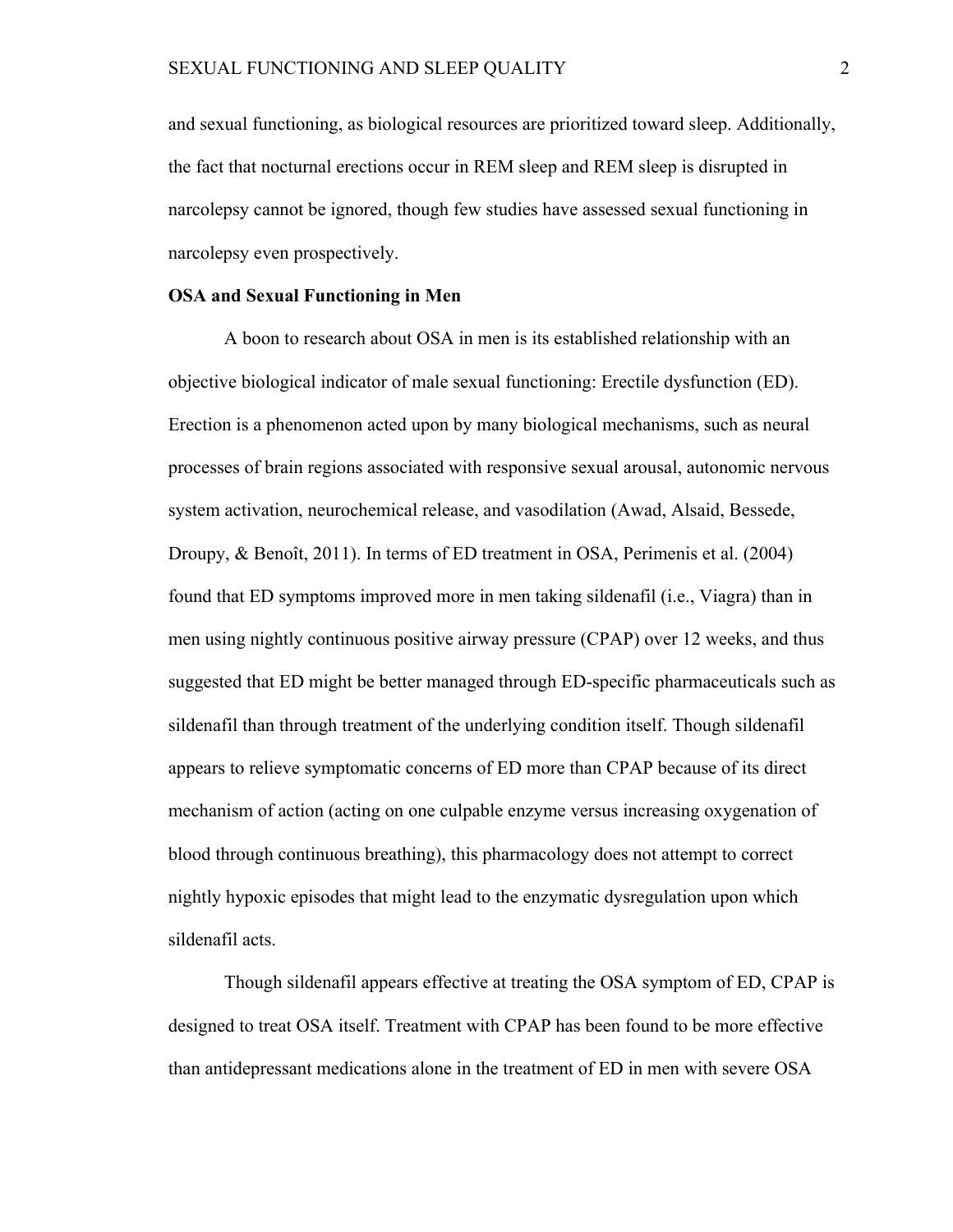and sexual functioning, as biological resources are prioritized toward sleep. Additionally, the fact that nocturnal erections occur in REM sleep and REM sleep is disrupted in narcolepsy cannot be ignored, though few studies have assessed sexual functioning in narcolepsy even prospectively.

**OSA and Sexual Functioning in Men**

A boon to research about OSA in men is its established relationship with an objective biological indicator of male sexual functioning: Erectile dysfunction (ED). Erection is a phenomenon acted upon by many biological mechanisms, such as neural processes of brain regions associated with responsive sexual arousal, autonomic nervous system activation, neurochemical release, and vasodilation (Awad, Alsaid, Bessede, Droupy, & Benoît, 2011). In terms of ED treatment in OSA, Perimenis et al. (2004) found that ED symptoms improved more in men taking sildenafil (i.e., Viagra) than in men using nightly continuous positive airway pressure (CPAP) over 12 weeks, and thus suggested that ED might be better managed through ED-specific pharmaceuticals such as sildenafil than through treatment of the underlying condition itself. Though sildenafil appears to relieve symptomatic concerns of ED more than CPAP because of its direct mechanism of action (acting on one culpable enzyme versus increasing oxygenation of blood through continuous breathing), this pharmacology does not attempt to correct nightly hypoxic episodes that might lead to the enzymatic dysregulation upon which sildenafil acts.

Though sildenafil appears effective at treating the OSA symptom of ED, CPAP is designed to treat OSA itself. Treatment with CPAP has been found to be more effective than antidepressant medications alone in the treatment of ED in men with severe OSA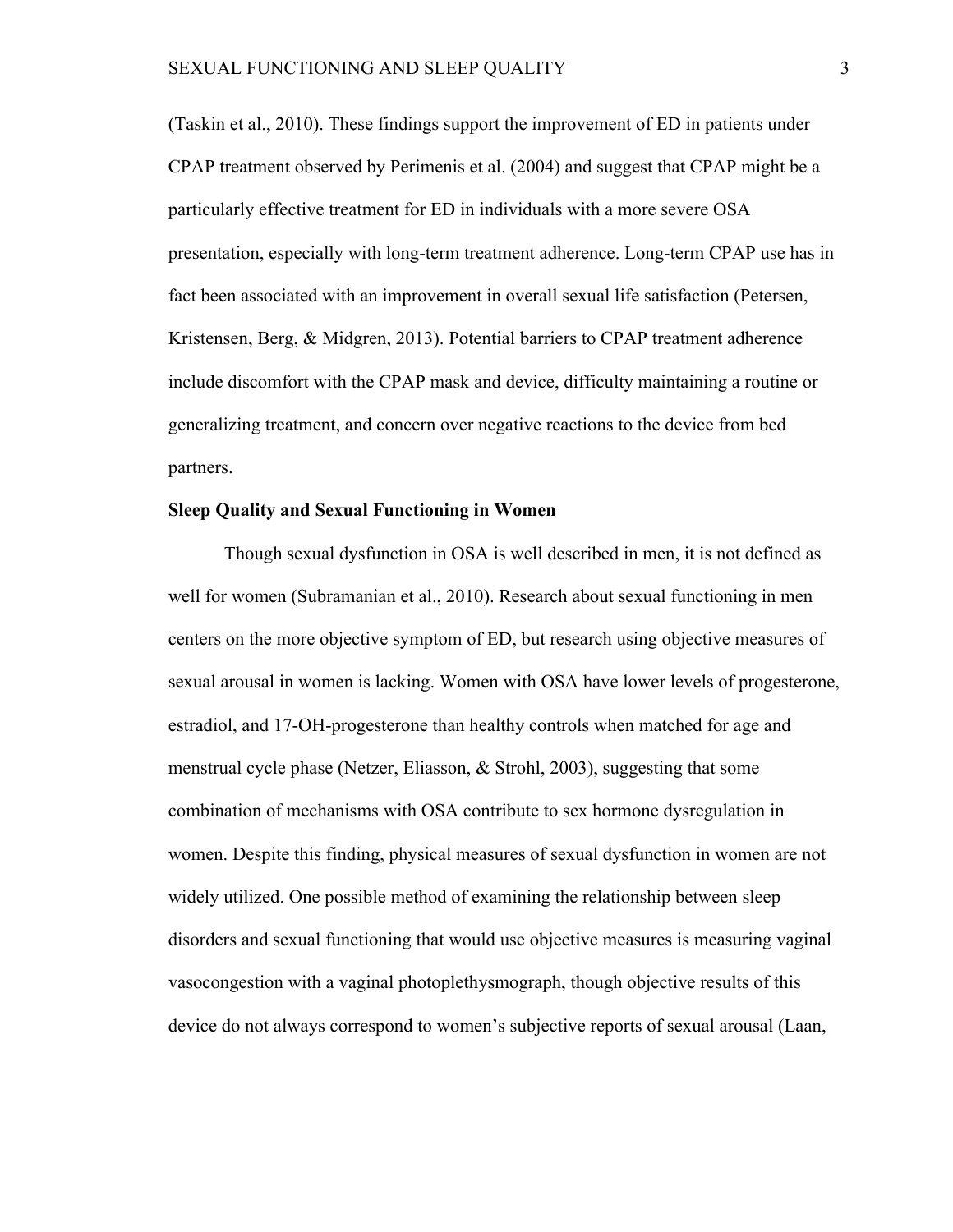(Taskin et al., 2010). These findings support the improvement of ED in patients under CPAP treatment observed by Perimenis et al. (2004) and suggest that CPAP might be a particularly effective treatment for ED in individuals with a more severe OSA presentation, especially with long-term treatment adherence. Long-term CPAP use has in fact been associated with an improvement in overall sexual life satisfaction (Petersen, Kristensen, Berg, & Midgren, 2013). Potential barriers to CPAP treatment adherence include discomfort with the CPAP mask and device, difficulty maintaining a routine or generalizing treatment, and concern over negative reactions to the device from bed partners.

**Sleep Quality and Sexual Functioning in Women**

Though sexual dysfunction in OSA is well described in men, it is not defined as well for women (Subramanian et al., 2010). Research about sexual functioning in men centers on the more objective symptom of ED, but research using objective measures of sexual arousal in women is lacking. Women with OSA have lower levels of progesterone, estradiol, and 17-OH-progesterone than healthy controls when matched for age and menstrual cycle phase (Netzer, Eliasson, & Strohl, 2003), suggesting that some combination of mechanisms with OSA contribute to sex hormone dysregulation in women. Despite this finding, physical measures of sexual dysfunction in women are not widely utilized. One possible method of examining the relationship between sleep disorders and sexual functioning that would use objective measures is measuring vaginal vasocongestion with a vaginal photoplethysmograph, though objective results of this device do not always correspond to women's subjective reports of sexual arousal (Laan,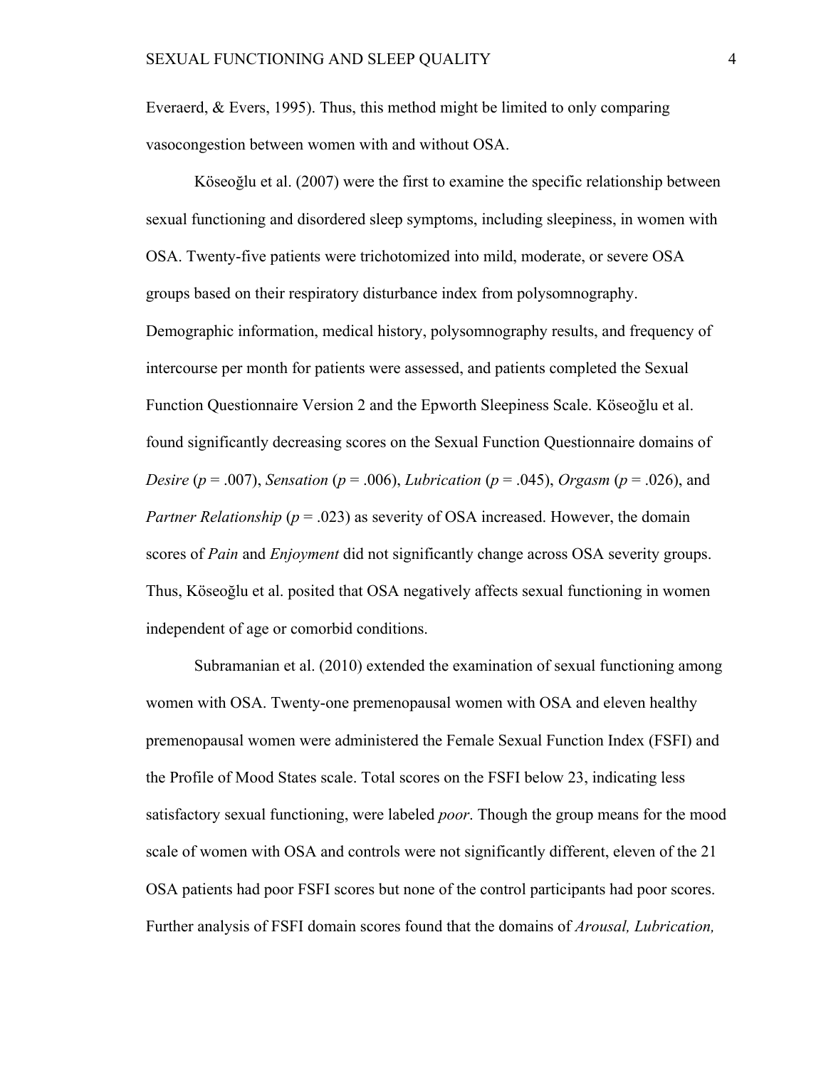Everaerd, & Evers, 1995). Thus, this method might be limited to only comparing vasocongestion between women with and without OSA.

Köseoğlu et al. (2007) were the first to examine the specific relationship between sexual functioning and disordered sleep symptoms, including sleepiness, in women with OSA. Twenty-five patients were trichotomized into mild, moderate, or severe OSA groups based on their respiratory disturbance index from polysomnography. Demographic information, medical history, polysomnography results, and frequency of intercourse per month for patients were assessed, and patients completed the Sexual Function Questionnaire Version 2 and the Epworth Sleepiness Scale. Köseoğlu et al. found significantly decreasing scores on the Sexual Function Questionnaire domains of *Desire* ($p = .007$), *Sensation* ($p = .006$), *Lubrication* ($p = .045$), *Orgasm* ($p = .026$), and *Partner Relationship* ($p = .023$) as severity of OSA increased. However, the domain scores of *Pain* and *Enjoyment* did not significantly change across OSA severity groups. Thus, Köseoğlu et al. posited that OSA negatively affects sexual functioning in women independent of age or comorbid conditions.

Subramanian et al. (2010) extended the examination of sexual functioning among women with OSA. Twenty-one premenopausal women with OSA and eleven healthy premenopausal women were administered the Female Sexual Function Index (FSFI) and the Profile of Mood States scale. Total scores on the FSFI below 23, indicating less satisfactory sexual functioning, were labeled *poor*. Though the group means for the mood scale of women with OSA and controls were not significantly different, eleven of the 21 OSA patients had poor FSFI scores but none of the control participants had poor scores. Further analysis of FSFI domain scores found that the domains of *Arousal, Lubrication,*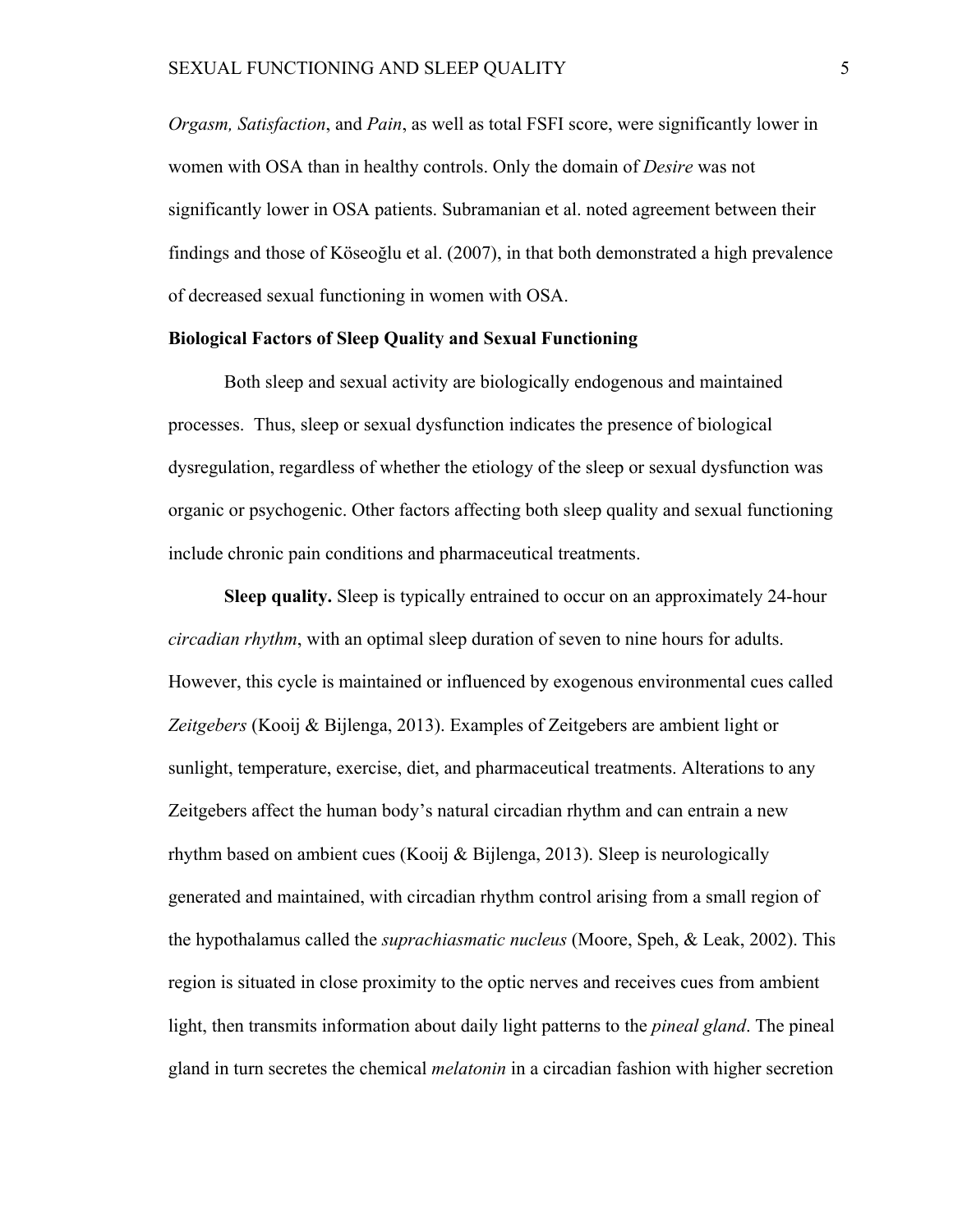*Orgasm, Satisfaction*, and *Pain*, as well as total FSFI score, were significantly lower in women with OSA than in healthy controls. Only the domain of *Desire* was not significantly lower in OSA patients. Subramanian et al. noted agreement between their findings and those of Köseoğlu et al. (2007), in that both demonstrated a high prevalence of decreased sexual functioning in women with OSA.

**Biological Factors of Sleep Quality and Sexual Functioning**

Both sleep and sexual activity are biologically endogenous and maintained processes. Thus, sleep or sexual dysfunction indicates the presence of biological dysregulation, regardless of whether the etiology of the sleep or sexual dysfunction was organic or psychogenic. Other factors affecting both sleep quality and sexual functioning include chronic pain conditions and pharmaceutical treatments.

**Sleep quality.** Sleep is typically entrained to occur on an approximately 24-hour *circadian rhythm*, with an optimal sleep duration of seven to nine hours for adults. However, this cycle is maintained or influenced by exogenous environmental cues called *Zeitgebers* (Kooij & Bijlenga, 2013). Examples of Zeitgebers are ambient light or sunlight, temperature, exercise, diet, and pharmaceutical treatments. Alterations to any Zeitgebers affect the human body's natural circadian rhythm and can entrain a new rhythm based on ambient cues (Kooij & Bijlenga, 2013). Sleep is neurologically generated and maintained, with circadian rhythm control arising from a small region of the hypothalamus called the *suprachiasmatic nucleus* (Moore, Speh, & Leak, 2002). This region is situated in close proximity to the optic nerves and receives cues from ambient light, then transmits information about daily light patterns to the *pineal gland*. The pineal gland in turn secretes the chemical *melatonin* in a circadian fashion with higher secretion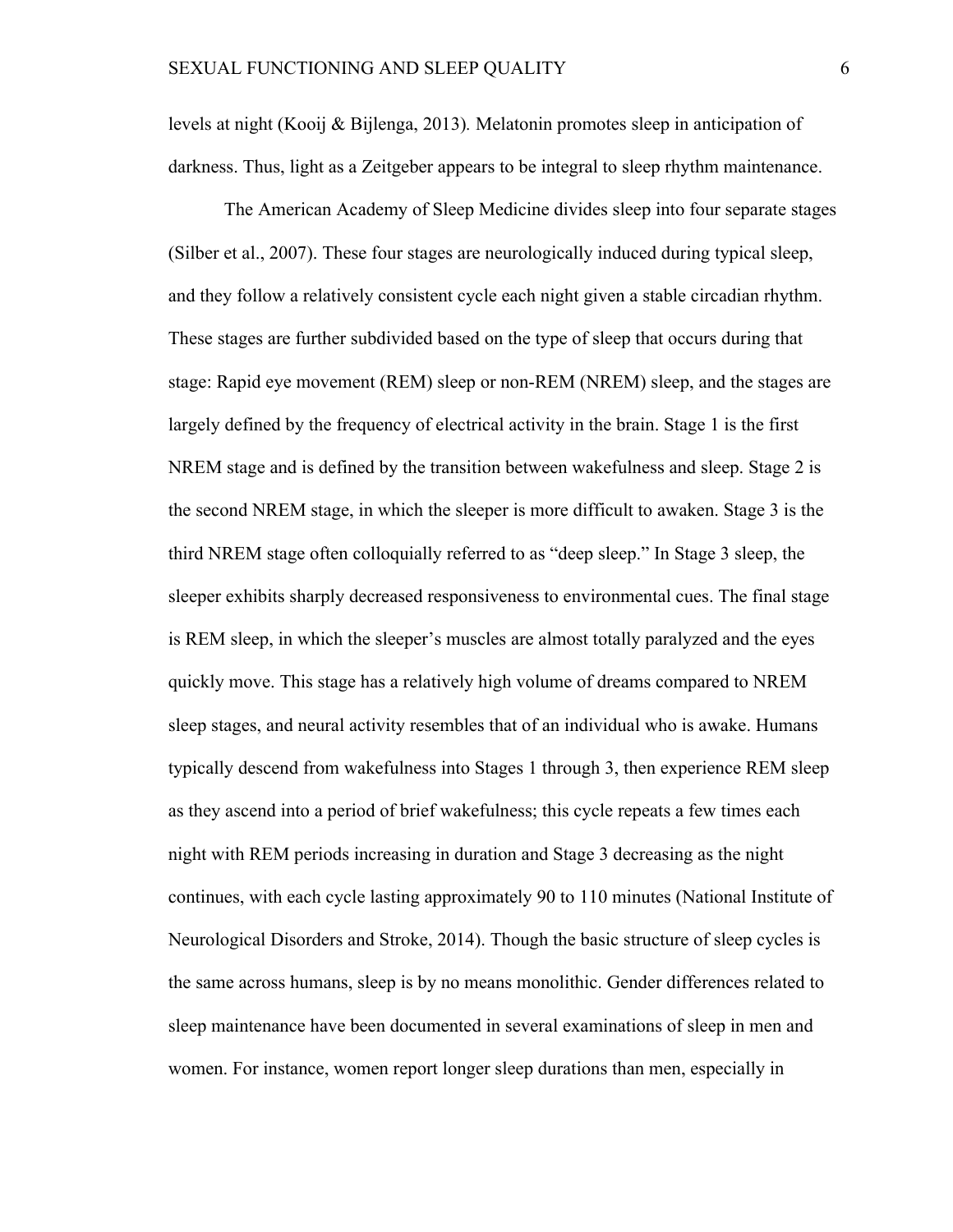levels at night (Kooij & Bijlenga, 2013). Melatonin promotes sleep in anticipation of darkness. Thus, light as a Zeitgeber appears to be integral to sleep rhythm maintenance.

The American Academy of Sleep Medicine divides sleep into four separate stages (Silber et al., 2007). These four stages are neurologically induced during typical sleep, and they follow a relatively consistent cycle each night given a stable circadian rhythm. These stages are further subdivided based on the type of sleep that occurs during that stage: Rapid eye movement (REM) sleep or non-REM (NREM) sleep, and the stages are largely defined by the frequency of electrical activity in the brain. Stage 1 is the first NREM stage and is defined by the transition between wakefulness and sleep. Stage 2 is the second NREM stage, in which the sleeper is more difficult to awaken. Stage 3 is the third NREM stage often colloquially referred to as "deep sleep." In Stage 3 sleep, the sleeper exhibits sharply decreased responsiveness to environmental cues. The final stage is REM sleep, in which the sleeper's muscles are almost totally paralyzed and the eyes quickly move. This stage has a relatively high volume of dreams compared to NREM sleep stages, and neural activity resembles that of an individual who is awake. Humans typically descend from wakefulness into Stages 1 through 3, then experience REM sleep as they ascend into a period of brief wakefulness; this cycle repeats a few times each night with REM periods increasing in duration and Stage 3 decreasing as the night continues, with each cycle lasting approximately 90 to 110 minutes (National Institute of Neurological Disorders and Stroke, 2014). Though the basic structure of sleep cycles is the same across humans, sleep is by no means monolithic. Gender differences related to sleep maintenance have been documented in several examinations of sleep in men and women. For instance, women report longer sleep durations than men, especially in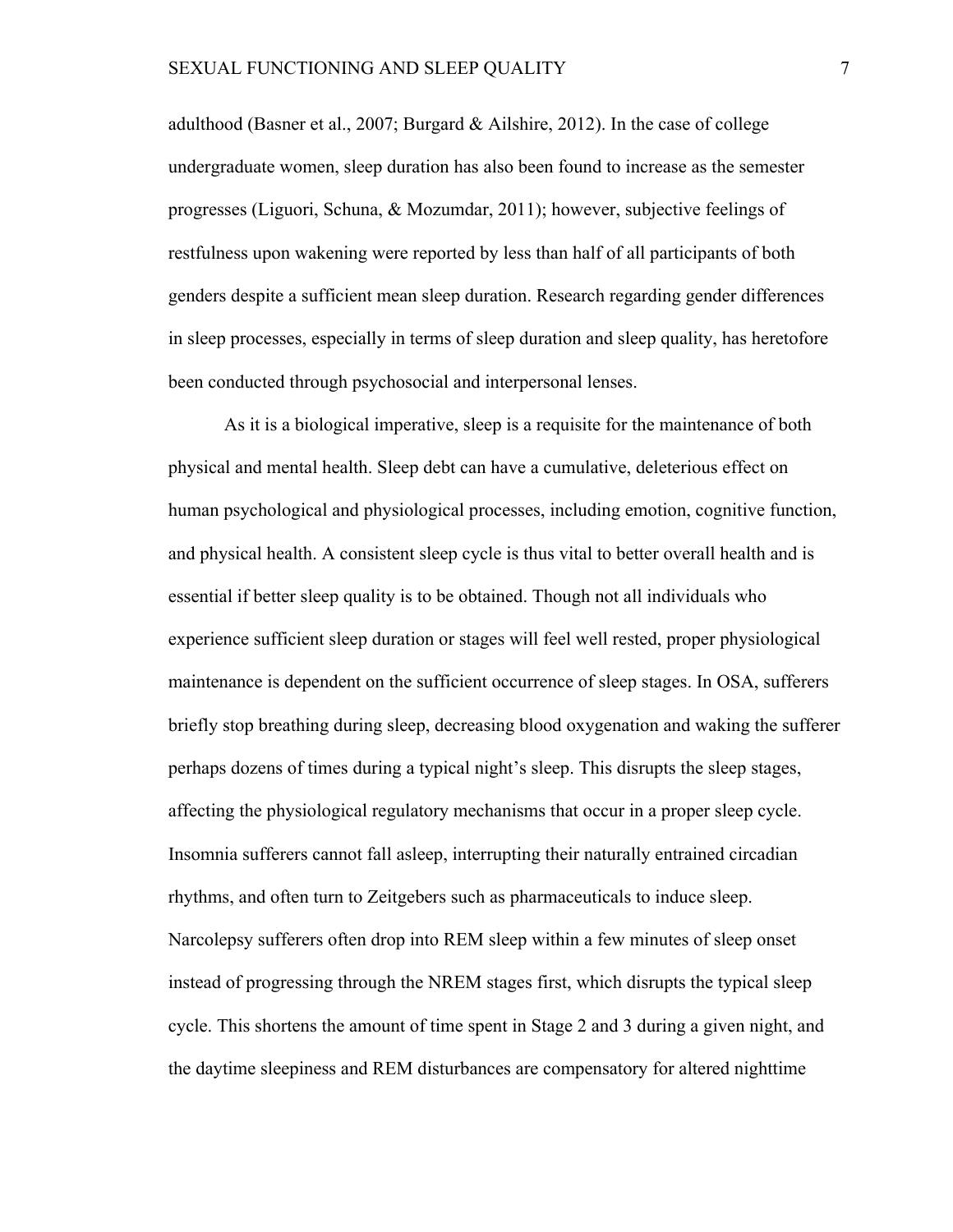adulthood (Basner et al., 2007; Burgard & Ailshire, 2012). In the case of college undergraduate women, sleep duration has also been found to increase as the semester progresses (Liguori, Schuna, & Mozumdar, 2011); however, subjective feelings of restfulness upon wakening were reported by less than half of all participants of both genders despite a sufficient mean sleep duration. Research regarding gender differences in sleep processes, especially in terms of sleep duration and sleep quality, has heretofore been conducted through psychosocial and interpersonal lenses.

As it is a biological imperative, sleep is a requisite for the maintenance of both physical and mental health. Sleep debt can have a cumulative, deleterious effect on human psychological and physiological processes, including emotion, cognitive function, and physical health. A consistent sleep cycle is thus vital to better overall health and is essential if better sleep quality is to be obtained. Though not all individuals who experience sufficient sleep duration or stages will feel well rested, proper physiological maintenance is dependent on the sufficient occurrence of sleep stages. In OSA, sufferers briefly stop breathing during sleep, decreasing blood oxygenation and waking the sufferer perhaps dozens of times during a typical night's sleep. This disrupts the sleep stages, affecting the physiological regulatory mechanisms that occur in a proper sleep cycle. Insomnia sufferers cannot fall asleep, interrupting their naturally entrained circadian rhythms, and often turn to Zeitgebers such as pharmaceuticals to induce sleep. Narcolepsy sufferers often drop into REM sleep within a few minutes of sleep onset instead of progressing through the NREM stages first, which disrupts the typical sleep cycle. This shortens the amount of time spent in Stage 2 and 3 during a given night, and the daytime sleepiness and REM disturbances are compensatory for altered nighttime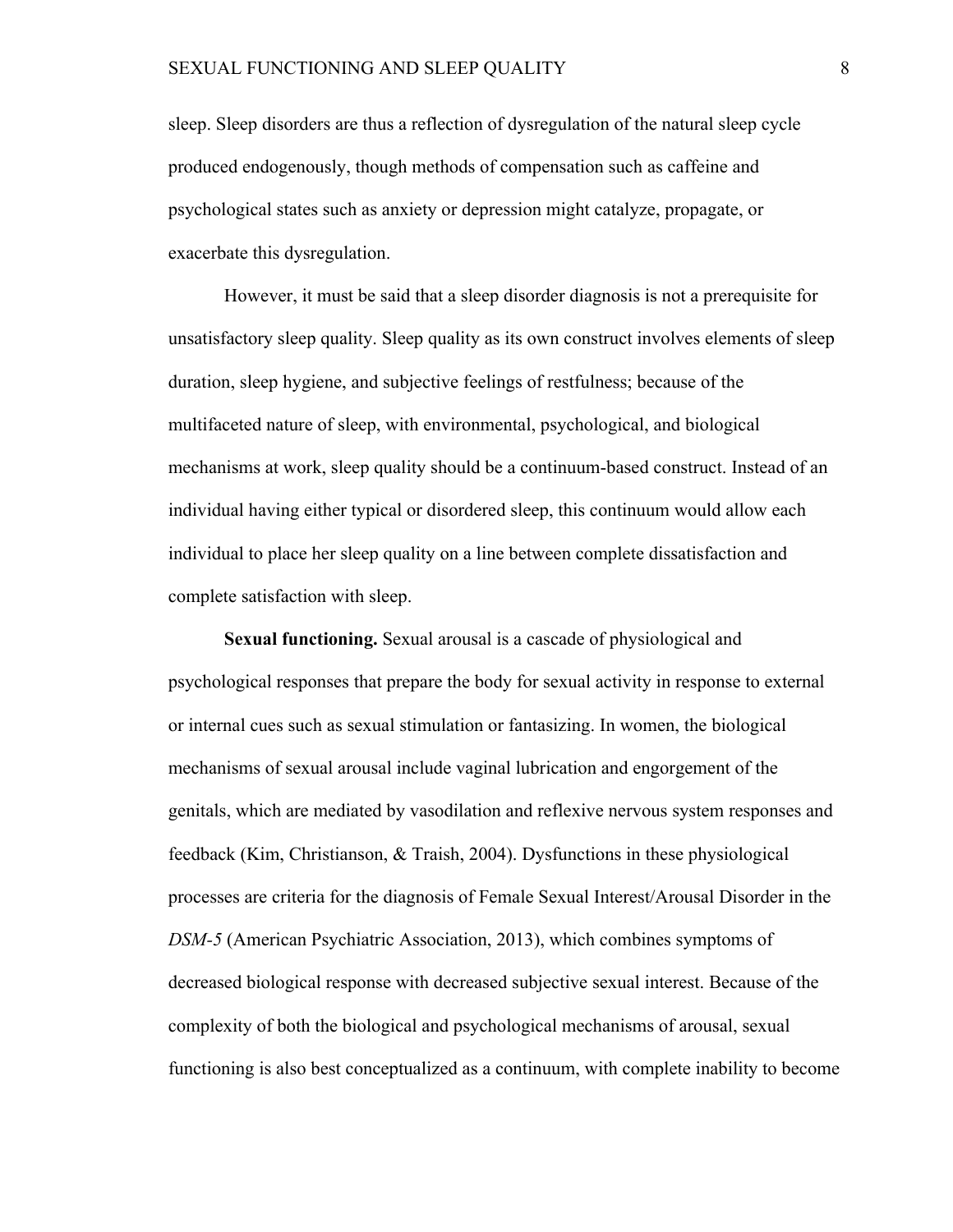sleep. Sleep disorders are thus a reflection of dysregulation of the natural sleep cycle produced endogenously, though methods of compensation such as caffeine and psychological states such as anxiety or depression might catalyze, propagate, or exacerbate this dysregulation.

However, it must be said that a sleep disorder diagnosis is not a prerequisite for unsatisfactory sleep quality. Sleep quality as its own construct involves elements of sleep duration, sleep hygiene, and subjective feelings of restfulness; because of the multifaceted nature of sleep, with environmental, psychological, and biological mechanisms at work, sleep quality should be a continuum-based construct. Instead of an individual having either typical or disordered sleep, this continuum would allow each individual to place her sleep quality on a line between complete dissatisfaction and complete satisfaction with sleep.

**Sexual functioning.** Sexual arousal is a cascade of physiological and psychological responses that prepare the body for sexual activity in response to external or internal cues such as sexual stimulation or fantasizing. In women, the biological mechanisms of sexual arousal include vaginal lubrication and engorgement of the genitals, which are mediated by vasodilation and reflexive nervous system responses and feedback (Kim, Christianson, & Traish, 2004). Dysfunctions in these physiological processes are criteria for the diagnosis of Female Sexual Interest/Arousal Disorder in the *DSM-5* (American Psychiatric Association, 2013), which combines symptoms of decreased biological response with decreased subjective sexual interest. Because of the complexity of both the biological and psychological mechanisms of arousal, sexual functioning is also best conceptualized as a continuum, with complete inability to become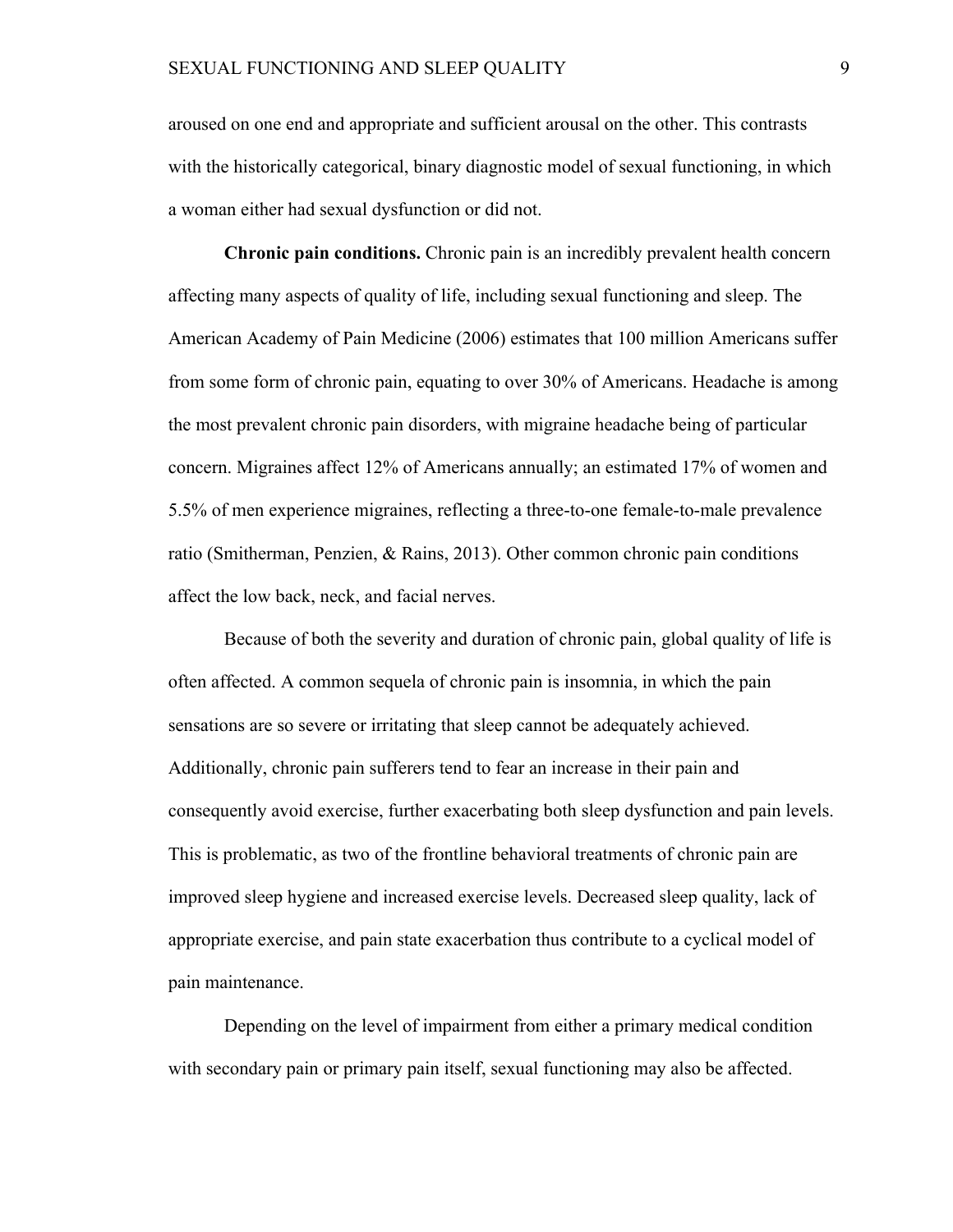aroused on one end and appropriate and sufficient arousal on the other. This contrasts with the historically categorical, binary diagnostic model of sexual functioning, in which a woman either had sexual dysfunction or did not.

**Chronic pain conditions.** Chronic pain is an incredibly prevalent health concern affecting many aspects of quality of life, including sexual functioning and sleep. The American Academy of Pain Medicine (2006) estimates that 100 million Americans suffer from some form of chronic pain, equating to over 30% of Americans. Headache is among the most prevalent chronic pain disorders, with migraine headache being of particular concern. Migraines affect 12% of Americans annually; an estimated 17% of women and 5.5% of men experience migraines, reflecting a three-to-one female-to-male prevalence ratio (Smitherman, Penzien, & Rains, 2013). Other common chronic pain conditions affect the low back, neck, and facial nerves.

Because of both the severity and duration of chronic pain, global quality of life is often affected. A common sequela of chronic pain is insomnia, in which the pain sensations are so severe or irritating that sleep cannot be adequately achieved. Additionally, chronic pain sufferers tend to fear an increase in their pain and consequently avoid exercise, further exacerbating both sleep dysfunction and pain levels. This is problematic, as two of the frontline behavioral treatments of chronic pain are improved sleep hygiene and increased exercise levels. Decreased sleep quality, lack of appropriate exercise, and pain state exacerbation thus contribute to a cyclical model of pain maintenance.

Depending on the level of impairment from either a primary medical condition with secondary pain or primary pain itself, sexual functioning may also be affected.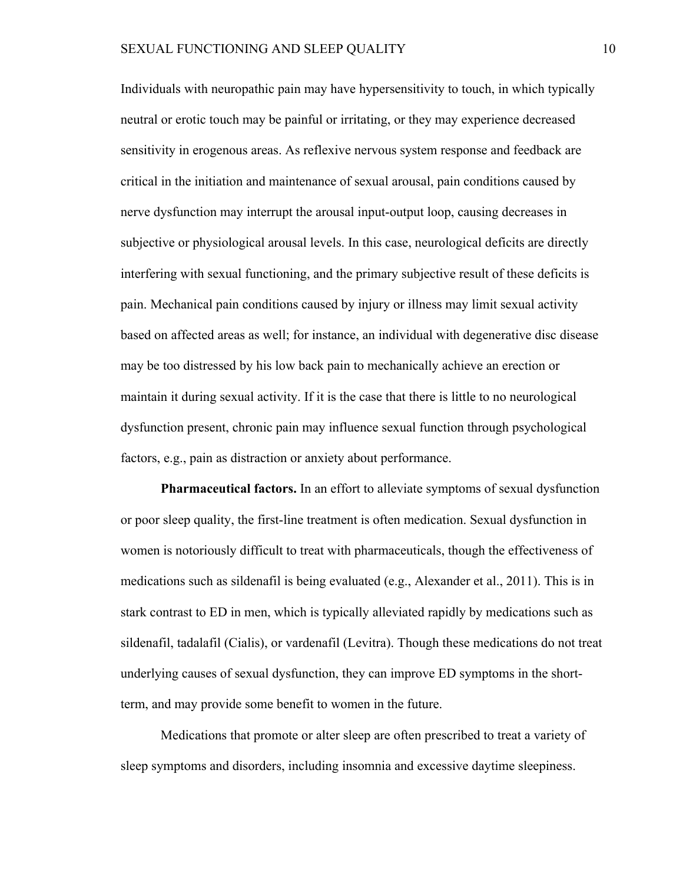Individuals with neuropathic pain may have hypersensitivity to touch, in which typically neutral or erotic touch may be painful or irritating, or they may experience decreased sensitivity in erogenous areas. As reflexive nervous system response and feedback are critical in the initiation and maintenance of sexual arousal, pain conditions caused by nerve dysfunction may interrupt the arousal input-output loop, causing decreases in subjective or physiological arousal levels. In this case, neurological deficits are directly interfering with sexual functioning, and the primary subjective result of these deficits is pain. Mechanical pain conditions caused by injury or illness may limit sexual activity based on affected areas as well; for instance, an individual with degenerative disc disease may be too distressed by his low back pain to mechanically achieve an erection or maintain it during sexual activity. If it is the case that there is little to no neurological dysfunction present, chronic pain may influence sexual function through psychological factors, e.g., pain as distraction or anxiety about performance.

**Pharmaceutical factors.** In an effort to alleviate symptoms of sexual dysfunction or poor sleep quality, the first-line treatment is often medication. Sexual dysfunction in women is notoriously difficult to treat with pharmaceuticals, though the effectiveness of medications such as sildenafil is being evaluated (e.g., Alexander et al., 2011). This is in stark contrast to ED in men, which is typically alleviated rapidly by medications such as sildenafil, tadalafil (Cialis), or vardenafil (Levitra). Though these medications do not treat underlying causes of sexual dysfunction, they can improve ED symptoms in the short-term, and may provide some benefit to women in the future.

Medications that promote or alter sleep are often prescribed to treat a variety of sleep symptoms and disorders, including insomnia and excessive daytime sleepiness.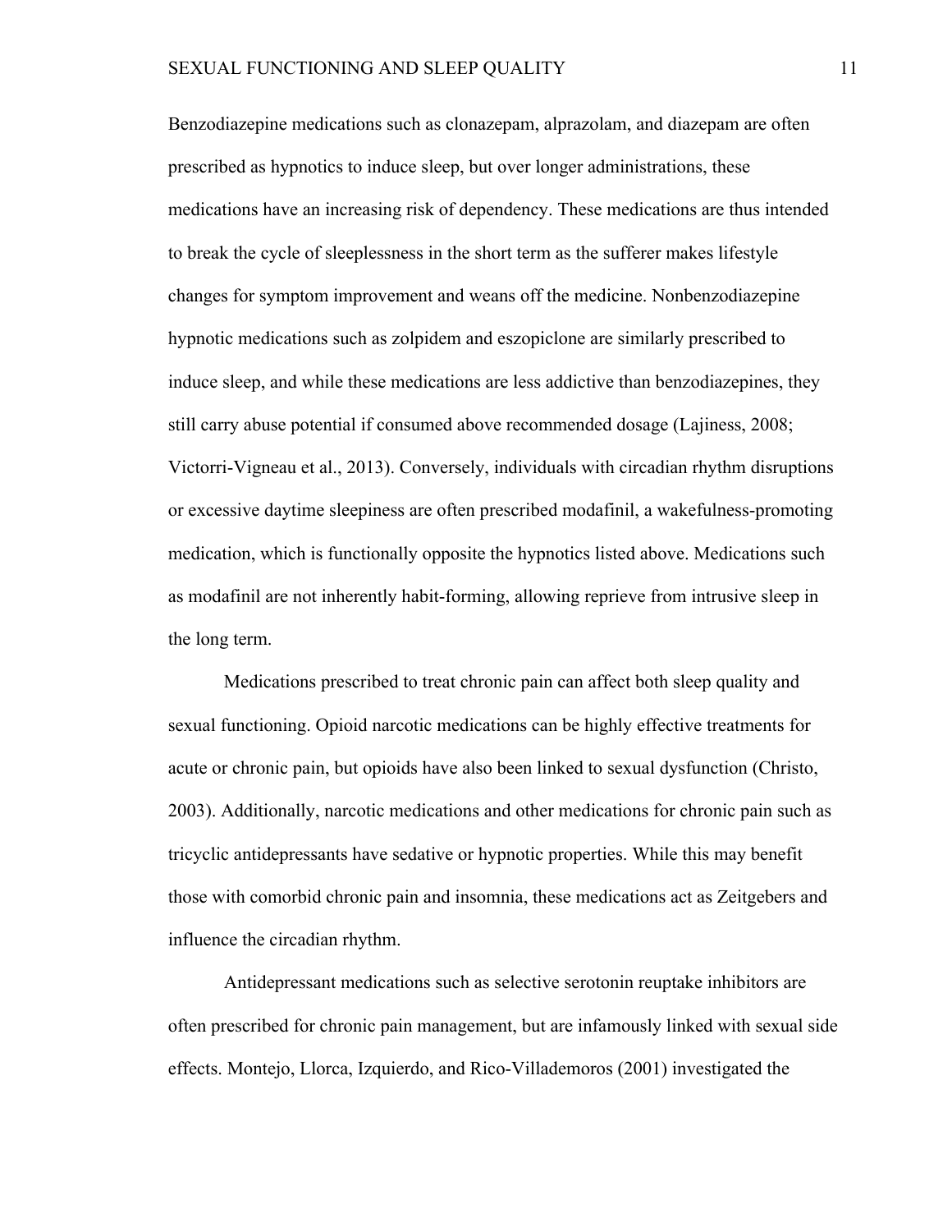Benzodiazepine medications such as clonazepam, alprazolam, and diazepam are often prescribed as hypnotics to induce sleep, but over longer administrations, these medications have an increasing risk of dependency. These medications are thus intended to break the cycle of sleeplessness in the short term as the sufferer makes lifestyle changes for symptom improvement and weans off the medicine. Nonbenzodiazepine hypnotic medications such as zolpidem and eszopiclone are similarly prescribed to induce sleep, and while these medications are less addictive than benzodiazepines, they still carry abuse potential if consumed above recommended dosage (Lajiness, 2008; Victorri-Vigneau et al., 2013). Conversely, individuals with circadian rhythm disruptions or excessive daytime sleepiness are often prescribed modafinil, a wakefulness-promoting medication, which is functionally opposite the hypnotics listed above. Medications such as modafinil are not inherently habit-forming, allowing reprieve from intrusive sleep in the long term.

Medications prescribed to treat chronic pain can affect both sleep quality and sexual functioning. Opioid narcotic medications can be highly effective treatments for acute or chronic pain, but opioids have also been linked to sexual dysfunction (Christo, 2003). Additionally, narcotic medications and other medications for chronic pain such as tricyclic antidepressants have sedative or hypnotic properties. While this may benefit those with comorbid chronic pain and insomnia, these medications act as Zeitgebers and influence the circadian rhythm.

Antidepressant medications such as selective serotonin reuptake inhibitors are often prescribed for chronic pain management, but are infamously linked with sexual side effects. Montejo, Llorca, Izquierdo, and Rico-Villademoros (2001) investigated the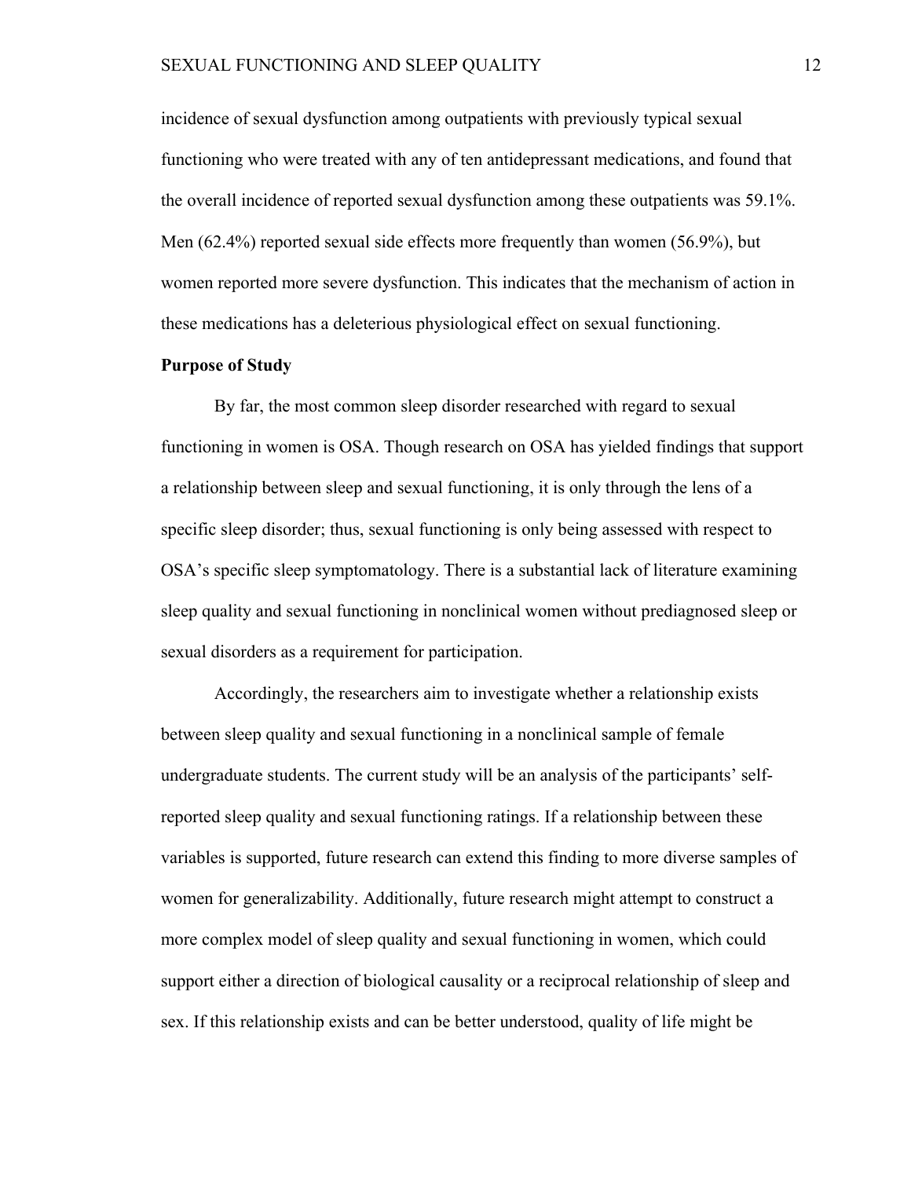incidence of sexual dysfunction among outpatients with previously typical sexual functioning who were treated with any of ten antidepressant medications, and found that the overall incidence of reported sexual dysfunction among these outpatients was 59.1%. Men (62.4%) reported sexual side effects more frequently than women (56.9%), but women reported more severe dysfunction. This indicates that the mechanism of action in these medications has a deleterious physiological effect on sexual functioning.

**Purpose of Study**

By far, the most common sleep disorder researched with regard to sexual functioning in women is OSA. Though research on OSA has yielded findings that support a relationship between sleep and sexual functioning, it is only through the lens of a specific sleep disorder; thus, sexual functioning is only being assessed with respect to OSA's specific sleep symptomatology. There is a substantial lack of literature examining sleep quality and sexual functioning in nonclinical women without prediagnosed sleep or sexual disorders as a requirement for participation.

Accordingly, the researchers aim to investigate whether a relationship exists between sleep quality and sexual functioning in a nonclinical sample of female undergraduate students. The current study will be an analysis of the participants' self-reported sleep quality and sexual functioning ratings. If a relationship between these variables is supported, future research can extend this finding to more diverse samples of women for generalizability. Additionally, future research might attempt to construct a more complex model of sleep quality and sexual functioning in women, which could support either a direction of biological causality or a reciprocal relationship of sleep and sex. If this relationship exists and can be better understood, quality of life might be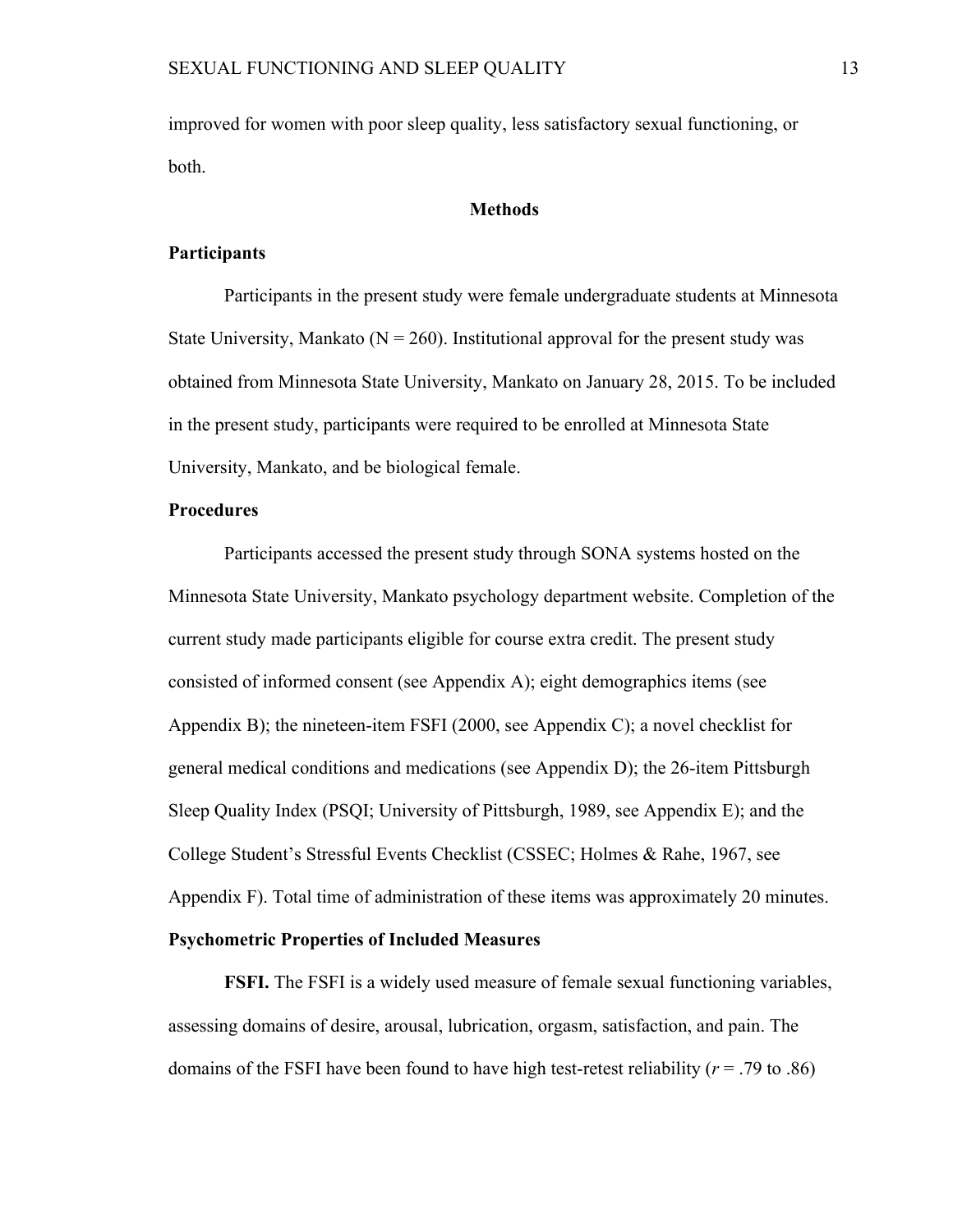improved for women with poor sleep quality, less satisfactory sexual functioning, or both.

## Methods

### Participants

Participants in the present study were female undergraduate students at Minnesota State University, Mankato (N = 260). Institutional approval for the present study was obtained from Minnesota State University, Mankato on January 28, 2015. To be included in the present study, participants were required to be enrolled at Minnesota State University, Mankato, and be biological female.

### Procedures

Participants accessed the present study through SONA systems hosted on the Minnesota State University, Mankato psychology department website. Completion of the current study made participants eligible for course extra credit. The present study consisted of informed consent (see Appendix A); eight demographics items (see Appendix B); the nineteen-item FSFI (2000, see Appendix C); a novel checklist for general medical conditions and medications (see Appendix D); the 26-item Pittsburgh Sleep Quality Index (PSQI; University of Pittsburgh, 1989, see Appendix E); and the College Student's Stressful Events Checklist (CSSEC; Holmes & Rahe, 1967, see Appendix F). Total time of administration of these items was approximately 20 minutes.

### Psychometric Properties of Included Measures

**FSFI.** The FSFI is a widely used measure of female sexual functioning variables, assessing domains of desire, arousal, lubrication, orgasm, satisfaction, and pain. The domains of the FSFI have been found to have high test-retest reliability (*r* = .79 to .86)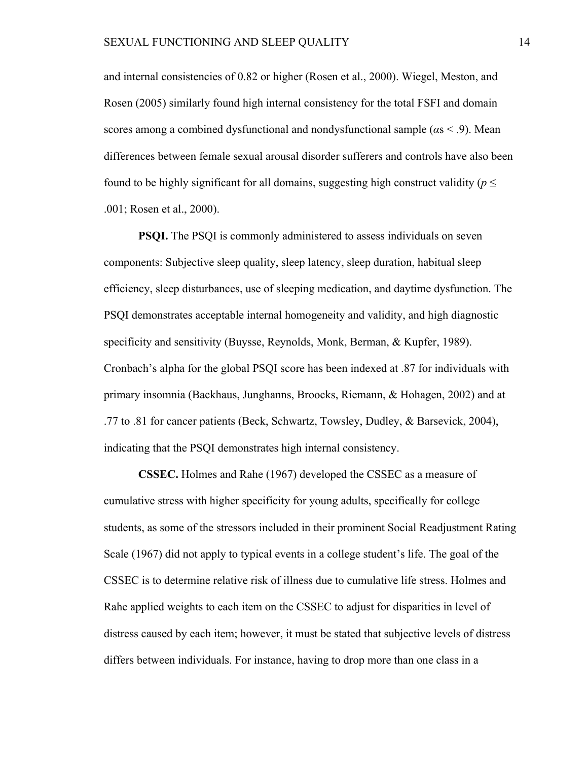and internal consistencies of 0.82 or higher (Rosen et al., 2000). Wiegel, Meston, and Rosen (2005) similarly found high internal consistency for the total FSFI and domain scores among a combined dysfunctional and nondysfunctional sample ($\alpha$s < .9). Mean differences between female sexual arousal disorder sufferers and controls have also been found to be highly significant for all domains, suggesting high construct validity ($p \leq .001$; Rosen et al., 2000).

**PSQI.** The PSQI is commonly administered to assess individuals on seven components: Subjective sleep quality, sleep latency, sleep duration, habitual sleep efficiency, sleep disturbances, use of sleeping medication, and daytime dysfunction. The PSQI demonstrates acceptable internal homogeneity and validity, and high diagnostic specificity and sensitivity (Buysse, Reynolds, Monk, Berman, & Kupfer, 1989). Cronbach's alpha for the global PSQI score has been indexed at .87 for individuals with primary insomnia (Backhaus, Junghanns, Broocks, Riemann, & Hohagen, 2002) and at .77 to .81 for cancer patients (Beck, Schwartz, Towsley, Dudley, & Barsevick, 2004), indicating that the PSQI demonstrates high internal consistency.

**CSSEC.** Holmes and Rahe (1967) developed the CSSEC as a measure of cumulative stress with higher specificity for young adults, specifically for college students, as some of the stressors included in their prominent Social Readjustment Rating Scale (1967) did not apply to typical events in a college student's life. The goal of the CSSEC is to determine relative risk of illness due to cumulative life stress. Holmes and Rahe applied weights to each item on the CSSEC to adjust for disparities in level of distress caused by each item; however, it must be stated that subjective levels of distress differs between individuals. For instance, having to drop more than one class in a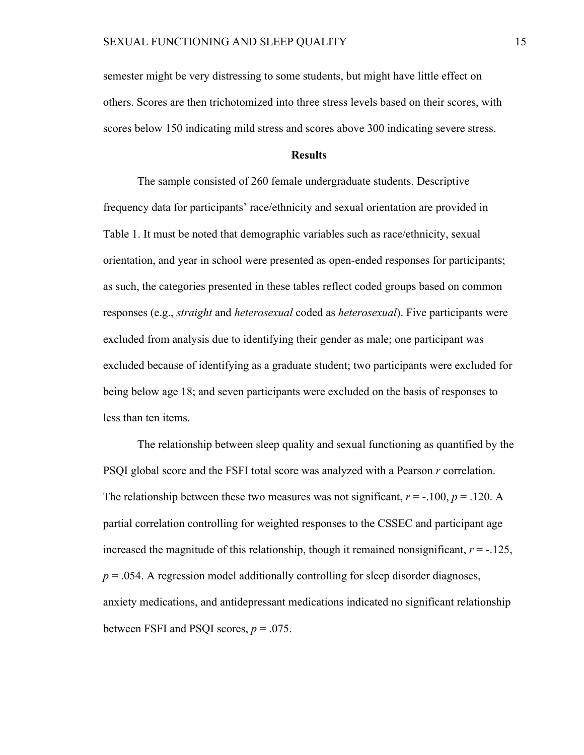semester might be very distressing to some students, but might have little effect on others. Scores are then trichotomized into three stress levels based on their scores, with scores below 150 indicating mild stress and scores above 300 indicating severe stress.

## Results

The sample consisted of 260 female undergraduate students. Descriptive frequency data for participants' race/ethnicity and sexual orientation are provided in Table 1. It must be noted that demographic variables such as race/ethnicity, sexual orientation, and year in school were presented as open-ended responses for participants; as such, the categories presented in these tables reflect coded groups based on common responses (e.g., *straight* and *heterosexual* coded as *heterosexual*). Five participants were excluded from analysis due to identifying their gender as male; one participant was excluded because of identifying as a graduate student; two participants were excluded for being below age 18; and seven participants were excluded on the basis of responses to less than ten items.

The relationship between sleep quality and sexual functioning as quantified by the PSQI global score and the FSFI total score was analyzed with a Pearson $r$ correlation. The relationship between these two measures was not significant, $r = -.100$, $p = .120$. A partial correlation controlling for weighted responses to the CSSEC and participant age increased the magnitude of this relationship, though it remained nonsignificant, $r = -.125$, $p = .054$. A regression model additionally controlling for sleep disorder diagnoses, anxiety medications, and antidepressant medications indicated no significant relationship between FSFI and PSQI scores, $p = .075$.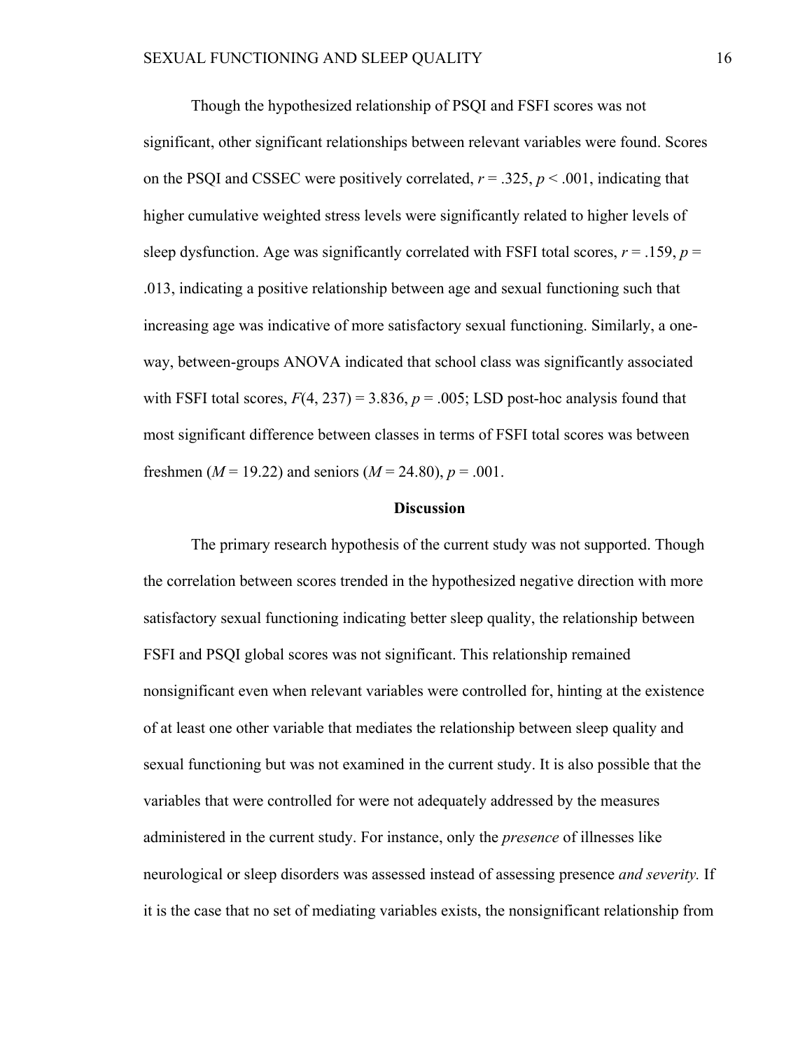Though the hypothesized relationship of PSQI and FSFI scores was not significant, other significant relationships between relevant variables were found. Scores on the PSQI and CSSEC were positively correlated, $r = .325$, $p < .001$, indicating that higher cumulative weighted stress levels were significantly related to higher levels of sleep dysfunction. Age was significantly correlated with FSFI total scores, $r = .159$, $p = .013$, indicating a positive relationship between age and sexual functioning such that increasing age was indicative of more satisfactory sexual functioning. Similarly, a one-way, between-groups ANOVA indicated that school class was significantly associated with FSFI total scores, $F(4, 237) = 3.836$, $p = .005$; LSD post-hoc analysis found that most significant difference between classes in terms of FSFI total scores was between freshmen ($M = 19.22$) and seniors ($M = 24.80$), $p = .001$.

## Discussion

The primary research hypothesis of the current study was not supported. Though the correlation between scores trended in the hypothesized negative direction with more satisfactory sexual functioning indicating better sleep quality, the relationship between FSFI and PSQI global scores was not significant. This relationship remained nonsignificant even when relevant variables were controlled for, hinting at the existence of at least one other variable that mediates the relationship between sleep quality and sexual functioning but was not examined in the current study. It is also possible that the variables that were controlled for were not adequately addressed by the measures administered in the current study. For instance, only the *presence* of illnesses like neurological or sleep disorders was assessed instead of assessing presence *and severity.* If it is the case that no set of mediating variables exists, the nonsignificant relationship from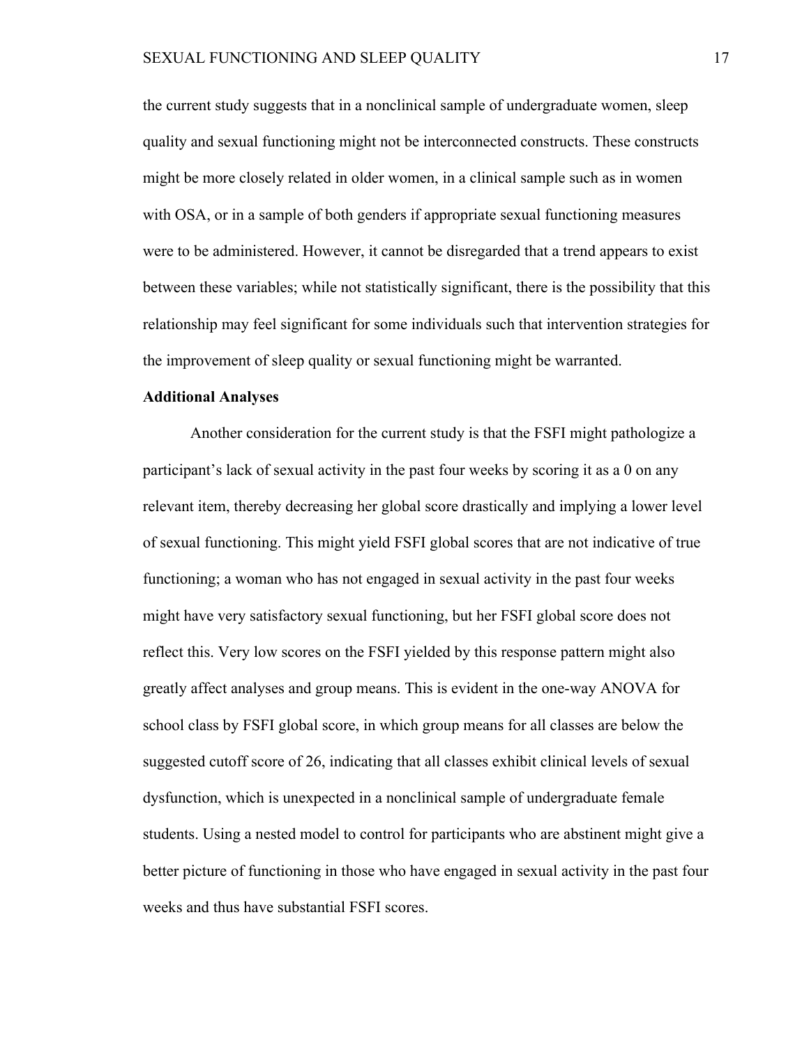the current study suggests that in a nonclinical sample of undergraduate women, sleep quality and sexual functioning might not be interconnected constructs. These constructs might be more closely related in older women, in a clinical sample such as in women with OSA, or in a sample of both genders if appropriate sexual functioning measures were to be administered. However, it cannot be disregarded that a trend appears to exist between these variables; while not statistically significant, there is the possibility that this relationship may feel significant for some individuals such that intervention strategies for the improvement of sleep quality or sexual functioning might be warranted.

**Additional Analyses**

Another consideration for the current study is that the FSFI might pathologize a participant's lack of sexual activity in the past four weeks by scoring it as a 0 on any relevant item, thereby decreasing her global score drastically and implying a lower level of sexual functioning. This might yield FSFI global scores that are not indicative of true functioning; a woman who has not engaged in sexual activity in the past four weeks might have very satisfactory sexual functioning, but her FSFI global score does not reflect this. Very low scores on the FSFI yielded by this response pattern might also greatly affect analyses and group means. This is evident in the one-way ANOVA for school class by FSFI global score, in which group means for all classes are below the suggested cutoff score of 26, indicating that all classes exhibit clinical levels of sexual dysfunction, which is unexpected in a nonclinical sample of undergraduate female students. Using a nested model to control for participants who are abstinent might give a better picture of functioning in those who have engaged in sexual activity in the past four weeks and thus have substantial FSFI scores.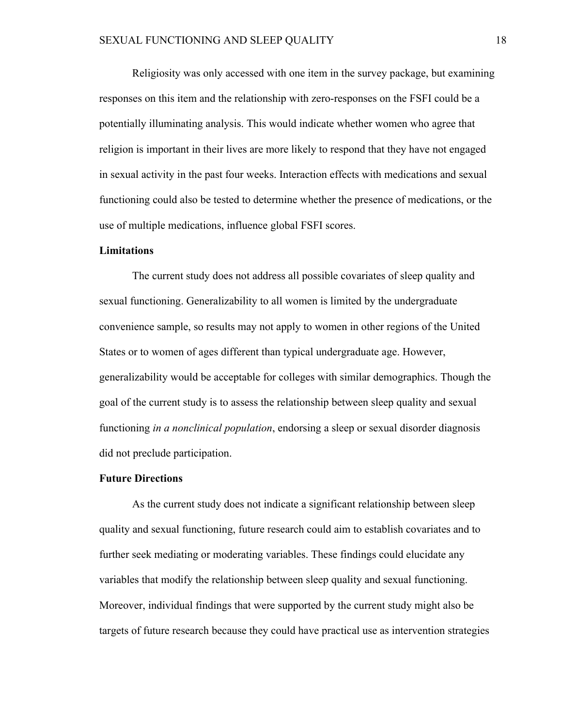Religiosity was only accessed with one item in the survey package, but examining responses on this item and the relationship with zero-responses on the FSFI could be a potentially illuminating analysis. This would indicate whether women who agree that religion is important in their lives are more likely to respond that they have not engaged in sexual activity in the past four weeks. Interaction effects with medications and sexual functioning could also be tested to determine whether the presence of medications, or the use of multiple medications, influence global FSFI scores.

### Limitations

The current study does not address all possible covariates of sleep quality and sexual functioning. Generalizability to all women is limited by the undergraduate convenience sample, so results may not apply to women in other regions of the United States or to women of ages different than typical undergraduate age. However, generalizability would be acceptable for colleges with similar demographics. Though the goal of the current study is to assess the relationship between sleep quality and sexual functioning *in a nonclinical population*, endorsing a sleep or sexual disorder diagnosis did not preclude participation.

### Future Directions

As the current study does not indicate a significant relationship between sleep quality and sexual functioning, future research could aim to establish covariates and to further seek mediating or moderating variables. These findings could elucidate any variables that modify the relationship between sleep quality and sexual functioning. Moreover, individual findings that were supported by the current study might also be targets of future research because they could have practical use as intervention strategies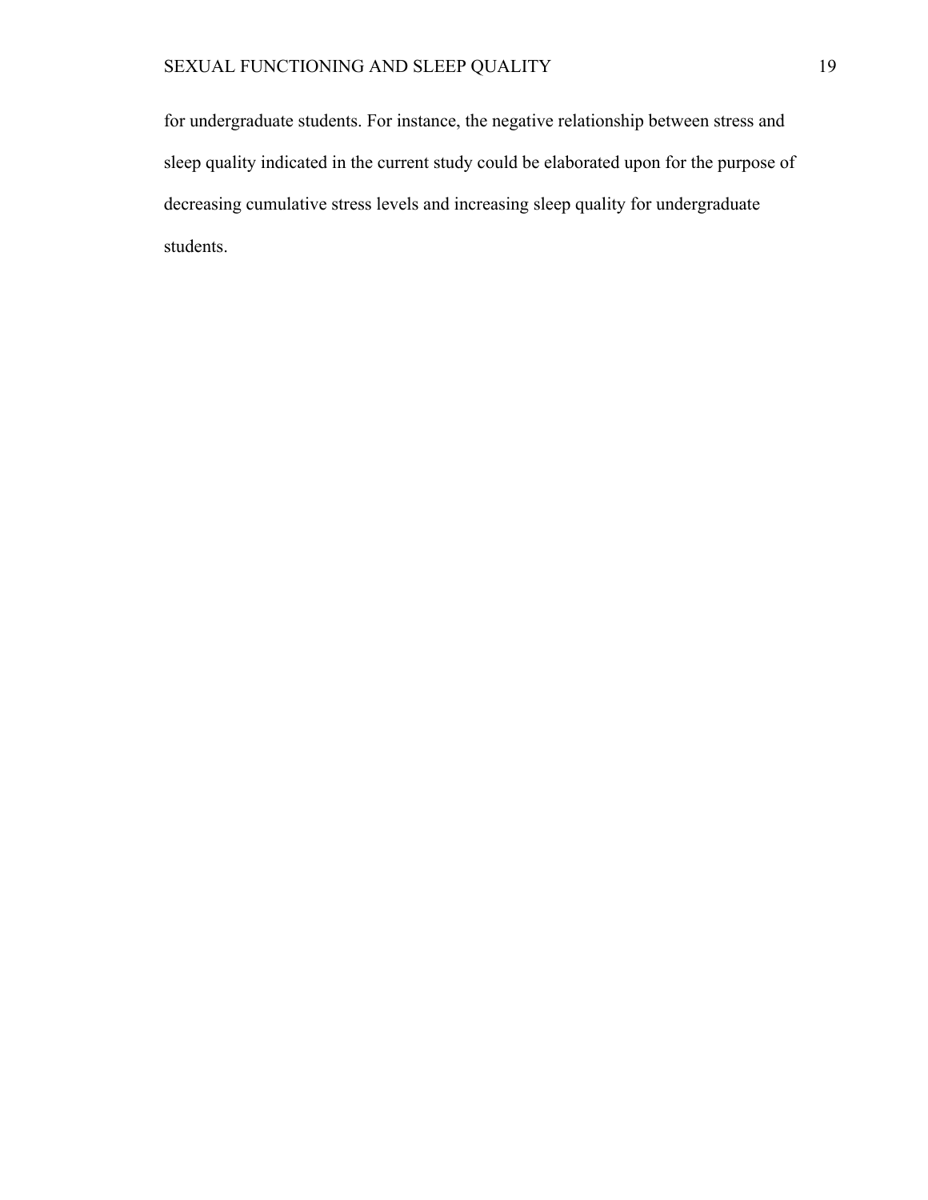for undergraduate students. For instance, the negative relationship between stress and sleep quality indicated in the current study could be elaborated upon for the purpose of decreasing cumulative stress levels and increasing sleep quality for undergraduate students.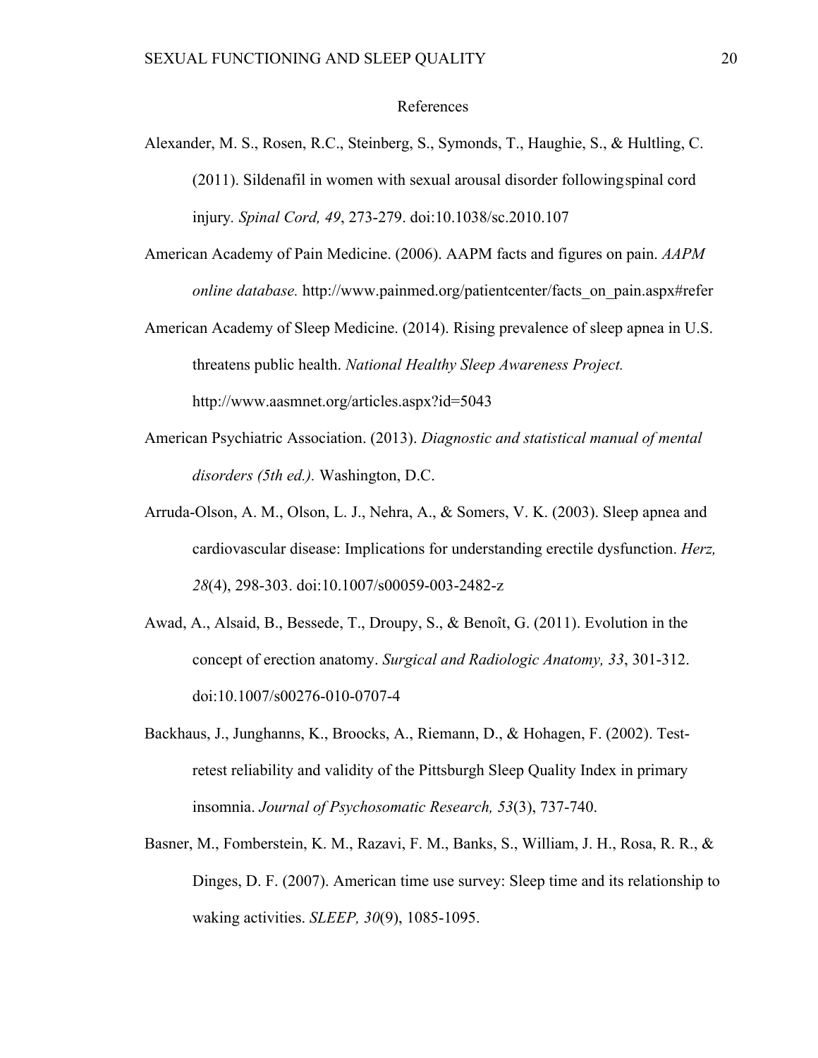# References

Alexander, M. S., Rosen, R.C., Steinberg, S., Symonds, T., Haughie, S., & Hultling, C. (2011). Sildenafil in women with sexual arousal disorder followingspinal cord injury. *Spinal Cord, 49*, 273-279. doi:10.1038/sc.2010.107

American Academy of Pain Medicine. (2006). AAPM facts and figures on pain. *AAPM online database.* http://www.painmed.org/patientcenter/facts_on_pain.aspx#refer

American Academy of Sleep Medicine. (2014). Rising prevalence of sleep apnea in U.S. threatens public health. *National Healthy Sleep Awareness Project.* http://www.aasmnet.org/articles.aspx?id=5043

American Psychiatric Association. (2013). *Diagnostic and statistical manual of mental disorders (5th ed.).* Washington, D.C.

Arruda-Olson, A. M., Olson, L. J., Nehra, A., & Somers, V. K. (2003). Sleep apnea and cardiovascular disease: Implications for understanding erectile dysfunction. *Herz, 28*(4), 298-303. doi:10.1007/s00059-003-2482-z

Awad, A., Alsaid, B., Bessede, T., Droupy, S., & Benoît, G. (2011). Evolution in the concept of erection anatomy. *Surgical and Radiologic Anatomy, 33*, 301-312. doi:10.1007/s00276-010-0707-4

Backhaus, J., Junghanns, K., Broocks, A., Riemann, D., & Hohagen, F. (2002). Test-retest reliability and validity of the Pittsburgh Sleep Quality Index in primary insomnia. *Journal of Psychosomatic Research, 53*(3), 737-740.

Basner, M., Fomberstein, K. M., Razavi, F. M., Banks, S., William, J. H., Rosa, R. R., & Dinges, D. F. (2007). American time use survey: Sleep time and its relationship to waking activities. *SLEEP, 30*(9), 1085-1095.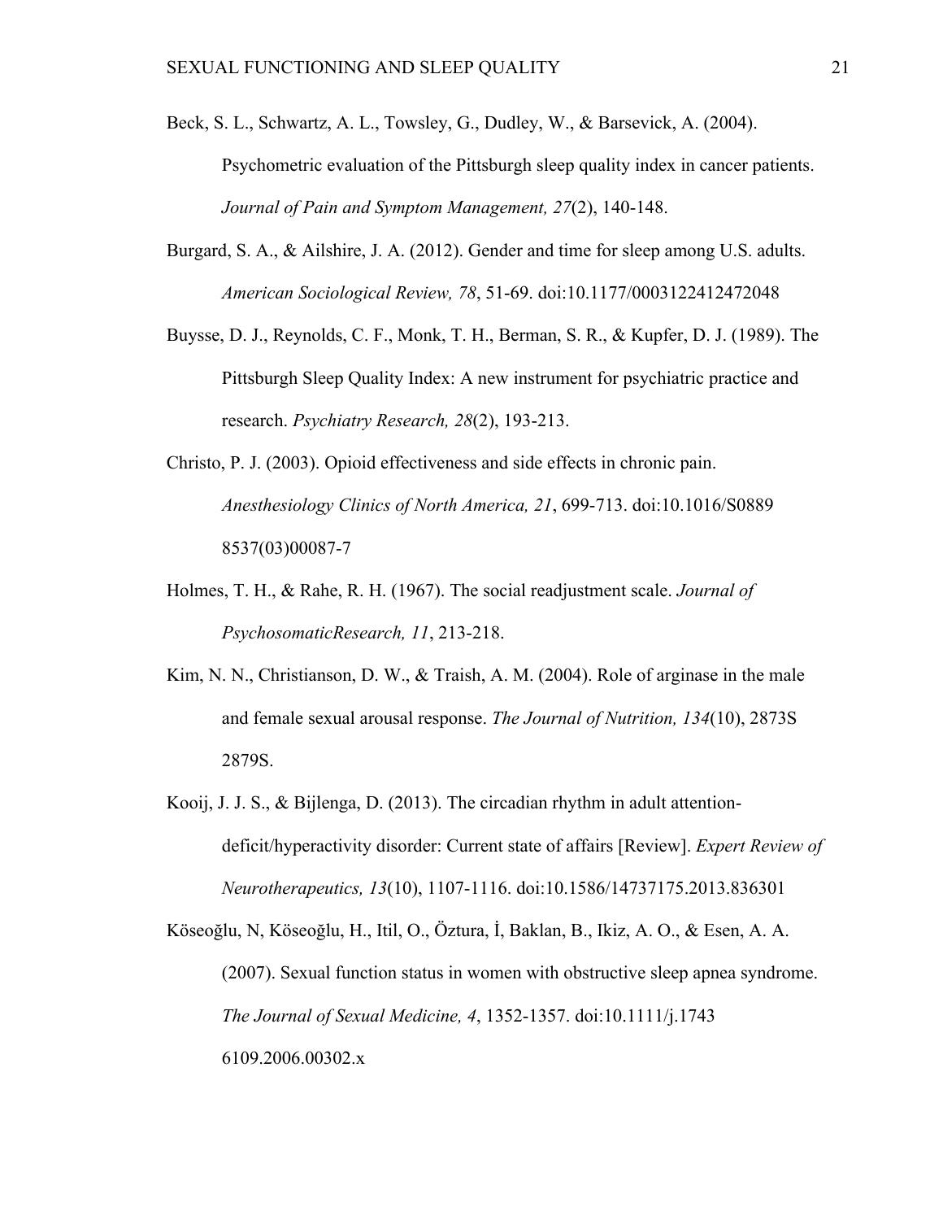Beck, S. L., Schwartz, A. L., Towsley, G., Dudley, W., & Barsevick, A. (2004). Psychometric evaluation of the Pittsburgh sleep quality index in cancer patients. *Journal of Pain and Symptom Management, 27*(2), 140-148.

Burgard, S. A., & Ailshire, J. A. (2012). Gender and time for sleep among U.S. adults. *American Sociological Review, 78*, 51-69. doi:10.1177/0003122412472048

Buysse, D. J., Reynolds, C. F., Monk, T. H., Berman, S. R., & Kupfer, D. J. (1989). The Pittsburgh Sleep Quality Index: A new instrument for psychiatric practice and research. *Psychiatry Research, 28*(2), 193-213.

Christo, P. J. (2003). Opioid effectiveness and side effects in chronic pain. *Anesthesiology Clinics of North America, 21*, 699-713. doi:10.1016/S0889 8537(03)00087-7

Holmes, T. H., & Rahe, R. H. (1967). The social readjustment scale. *Journal of PsychosomaticResearch, 11*, 213-218.

Kim, N. N., Christianson, D. W., & Traish, A. M. (2004). Role of arginase in the male and female sexual arousal response. *The Journal of Nutrition, 134*(10), 2873S 2879S.

Kooij, J. J. S., & Bijlenga, D. (2013). The circadian rhythm in adult attention-deficit/hyperactivity disorder: Current state of affairs [Review]. *Expert Review of Neurotherapeutics, 13*(10), 1107-1116. doi:10.1586/14737175.2013.836301

Köseoğlu, N, Köseoğlu, H., Itil, O., Öztura, İ, Baklan, B., Ikiz, A. O., & Esen, A. A. (2007). Sexual function status in women with obstructive sleep apnea syndrome. *The Journal of Sexual Medicine, 4*, 1352-1357. doi:10.1111/j.1743 6109.2006.00302.x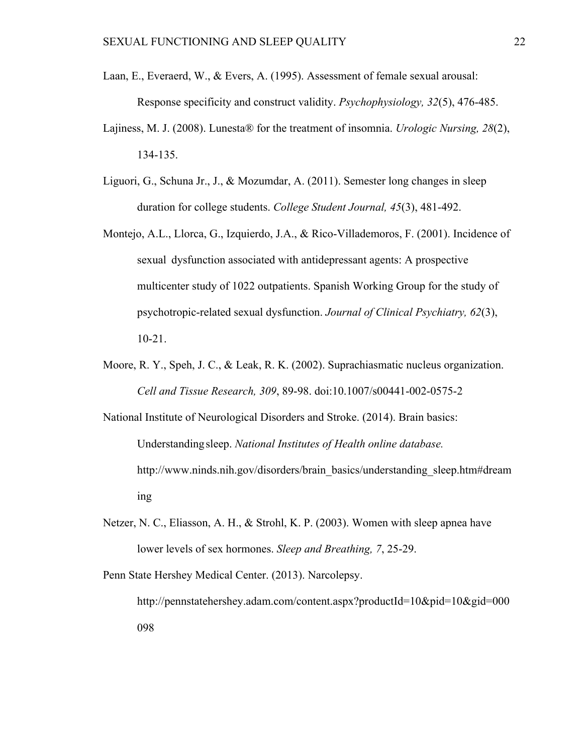Laan, E., Everaerd, W., & Evers, A. (1995). Assessment of female sexual arousal: Response specificity and construct validity. *Psychophysiology, 32*(5), 476-485.

Lajiness, M. J. (2008). Lunesta® for the treatment of insomnia. *Urologic Nursing, 28*(2), 134-135.

Liguori, G., Schuna Jr., J., & Mozumdar, A. (2011). Semester long changes in sleep duration for college students. *College Student Journal, 45*(3), 481-492.

Montejo, A.L., Llorca, G., Izquierdo, J.A., & Rico-Villademoros, F. (2001). Incidence of sexual dysfunction associated with antidepressant agents: A prospective multicenter study of 1022 outpatients. Spanish Working Group for the study of psychotropic-related sexual dysfunction. *Journal of Clinical Psychiatry, 62*(3), 10-21.

Moore, R. Y., Speh, J. C., & Leak, R. K. (2002). Suprachiasmatic nucleus organization. *Cell and Tissue Research, 309*, 89-98. doi:10.1007/s00441-002-0575-2

National Institute of Neurological Disorders and Stroke. (2014). Brain basics: Understanding sleep. *National Institutes of Health online database.* http://www.ninds.nih.gov/disorders/brain_basics/understanding_sleep.htm#dreaming

Netzer, N. C., Eliasson, A. H., & Strohl, K. P. (2003). Women with sleep apnea have lower levels of sex hormones. *Sleep and Breathing, 7*, 25-29.

Penn State Hershey Medical Center. (2013). Narcolepsy. http://pennstatehershey.adam.com/content.aspx?productId=10&pid=10&gid=000098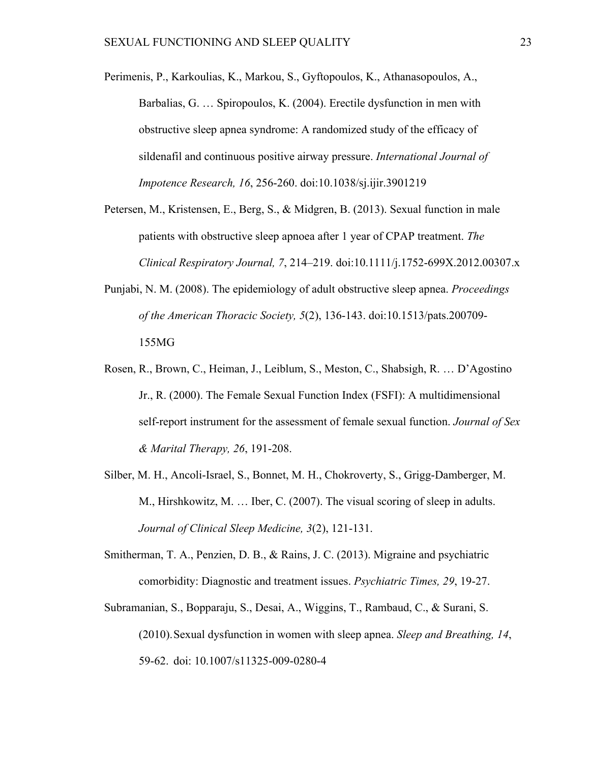Perimenis, P., Karkoulias, K., Markou, S., Gyftopoulos, K., Athanasopoulos, A., Barbalias, G. … Spiropoulos, K. (2004). Erectile dysfunction in men with obstructive sleep apnea syndrome: A randomized study of the efficacy of sildenafil and continuous positive airway pressure. *International Journal of Impotence Research, 16*, 256-260. doi:10.1038/sj.ijir.3901219

Petersen, M., Kristensen, E., Berg, S., & Midgren, B. (2013). Sexual function in male patients with obstructive sleep apnoea after 1 year of CPAP treatment. *The Clinical Respiratory Journal, 7*, 214–219. doi:10.1111/j.1752-699X.2012.00307.x

Punjabi, N. M. (2008). The epidemiology of adult obstructive sleep apnea. *Proceedings of the American Thoracic Society, 5*(2), 136-143. doi:10.1513/pats.200709-155MG

Rosen, R., Brown, C., Heiman, J., Leiblum, S., Meston, C., Shabsigh, R. … D'Agostino Jr., R. (2000). The Female Sexual Function Index (FSFI): A multidimensional self-report instrument for the assessment of female sexual function. *Journal of Sex & Marital Therapy, 26*, 191-208.

Silber, M. H., Ancoli-Israel, S., Bonnet, M. H., Chokroverty, S., Grigg-Damberger, M. M., Hirshkowitz, M. … Iber, C. (2007). The visual scoring of sleep in adults. *Journal of Clinical Sleep Medicine, 3*(2), 121-131.

Smitherman, T. A., Penzien, D. B., & Rains, J. C. (2013). Migraine and psychiatric comorbidity: Diagnostic and treatment issues. *Psychiatric Times, 29*, 19-27.

Subramanian, S., Bopparaju, S., Desai, A., Wiggins, T., Rambaud, C., & Surani, S. (2010). Sexual dysfunction in women with sleep apnea. *Sleep and Breathing, 14*, 59-62. doi: 10.1007/s11325-009-0280-4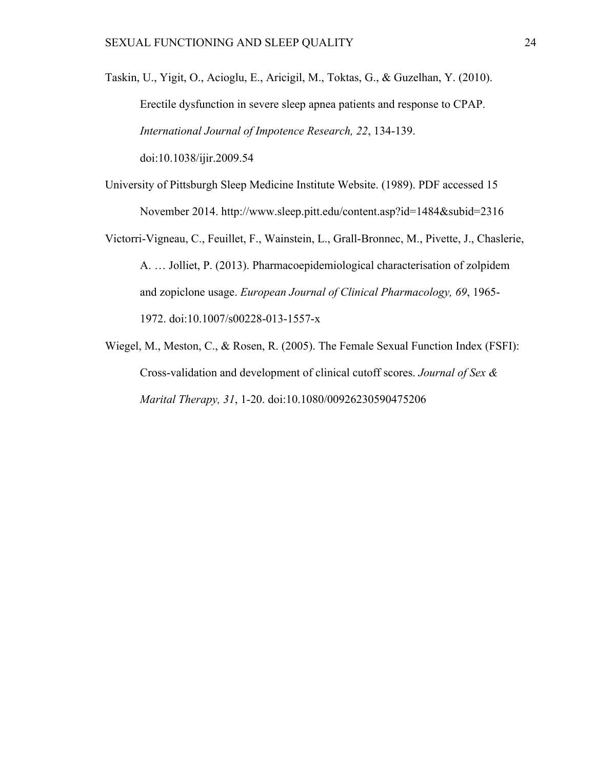Taskin, U., Yigit, O., Acioglu, E., Aricigil, M., Toktas, G., & Guzelhan, Y. (2010). Erectile dysfunction in severe sleep apnea patients and response to CPAP. *International Journal of Impotence Research, 22*, 134-139. doi:10.1038/ijir.2009.54

University of Pittsburgh Sleep Medicine Institute Website. (1989). PDF accessed 15 November 2014. http://www.sleep.pitt.edu/content.asp?id=1484&subid=2316

Victorri-Vigneau, C., Feuillet, F., Wainstein, L., Grall-Bronnec, M., Pivette, J., Chaslerie, A. … Jolliet, P. (2013). Pharmacoepidemiological characterisation of zolpidem and zopiclone usage. *European Journal of Clinical Pharmacology, 69*, 1965-1972. doi:10.1007/s00228-013-1557-x

Wiegel, M., Meston, C., & Rosen, R. (2005). The Female Sexual Function Index (FSFI): Cross-validation and development of clinical cutoff scores. *Journal of Sex & Marital Therapy, 31*, 1-20. doi:10.1080/00926230590475206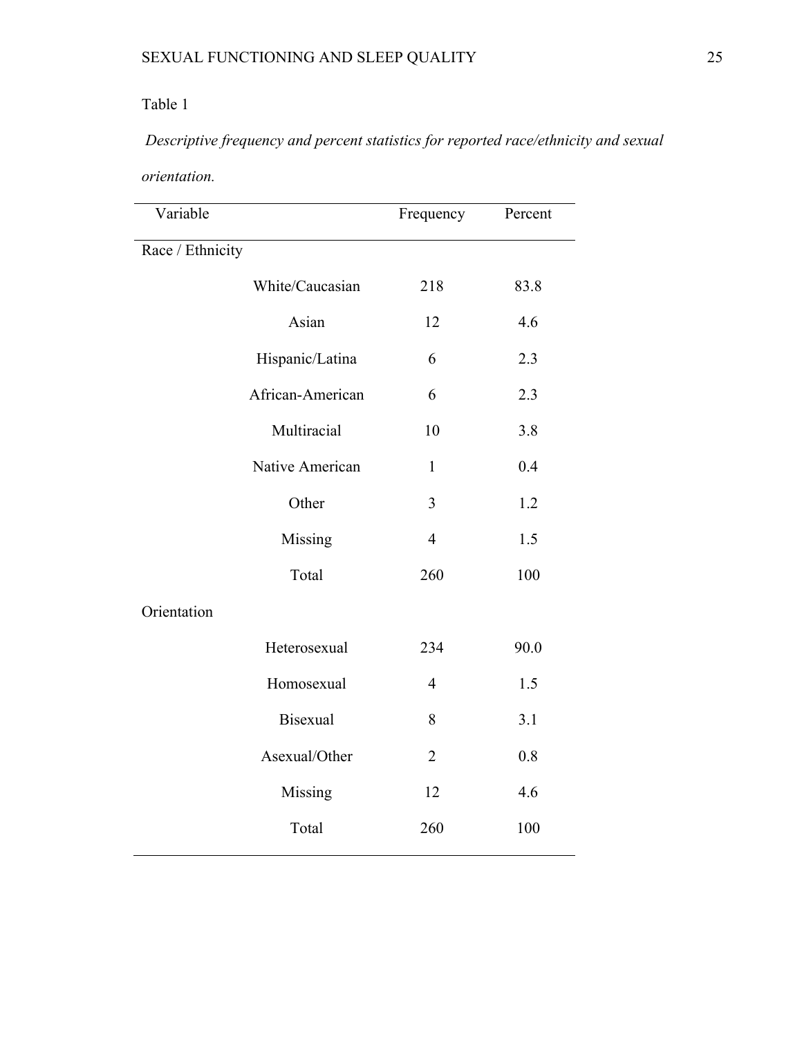Table 1

*Descriptive frequency and percent statistics for reported race/ethnicity and sexual orientation.*

| Variable | | Frequency | Percent |
|---|---|---|---|
| Race / Ethnicity | | | |
| | White/Caucasian | 218 | 83.8 |
| | Asian | 12 | 4.6 |
| | Hispanic/Latina | 6 | 2.3 |
| | African-American | 6 | 2.3 |
| | Multiracial | 10 | 3.8 |
| | Native American | 1 | 0.4 |
| | Other | 3 | 1.2 |
| | Missing | 4 | 1.5 |
| | Total | 260 | 100 |
| Orientation | | | |
| | Heterosexual | 234 | 90.0 |
| | Homosexual | 4 | 1.5 |
| | Bisexual | 8 | 3.1 |
| | Asexual/Other | 2 | 0.8 |
| | Missing | 12 | 4.6 |
| | Total | 260 | 100 |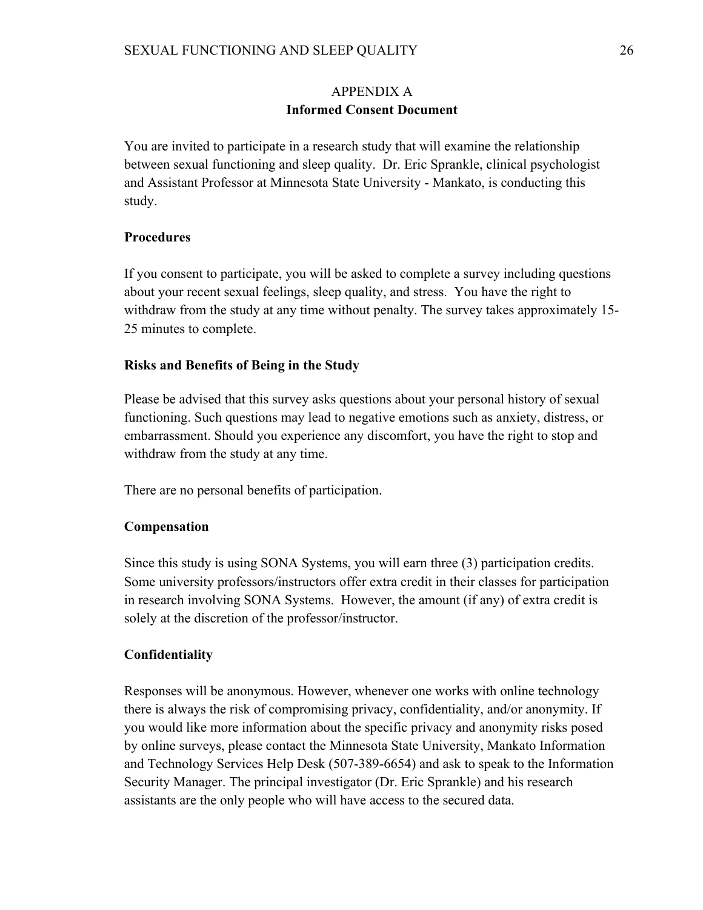# APPENDIX A

## Informed Consent Document

You are invited to participate in a research study that will examine the relationship between sexual functioning and sleep quality. Dr. Eric Sprankle, clinical psychologist and Assistant Professor at Minnesota State University - Mankato, is conducting this study.

### Procedures

If you consent to participate, you will be asked to complete a survey including questions about your recent sexual feelings, sleep quality, and stress. You have the right to withdraw from the study at any time without penalty. The survey takes approximately 15-25 minutes to complete.

### Risks and Benefits of Being in the Study

Please be advised that this survey asks questions about your personal history of sexual functioning. Such questions may lead to negative emotions such as anxiety, distress, or embarrassment. Should you experience any discomfort, you have the right to stop and withdraw from the study at any time.

There are no personal benefits of participation.

### Compensation

Since this study is using SONA Systems, you will earn three (3) participation credits. Some university professors/instructors offer extra credit in their classes for participation in research involving SONA Systems. However, the amount (if any) of extra credit is solely at the discretion of the professor/instructor.

### Confidentiality

Responses will be anonymous. However, whenever one works with online technology there is always the risk of compromising privacy, confidentiality, and/or anonymity. If you would like more information about the specific privacy and anonymity risks posed by online surveys, please contact the Minnesota State University, Mankato Information and Technology Services Help Desk (507-389-6654) and ask to speak to the Information Security Manager. The principal investigator (Dr. Eric Sprankle) and his research assistants are the only people who will have access to the secured data.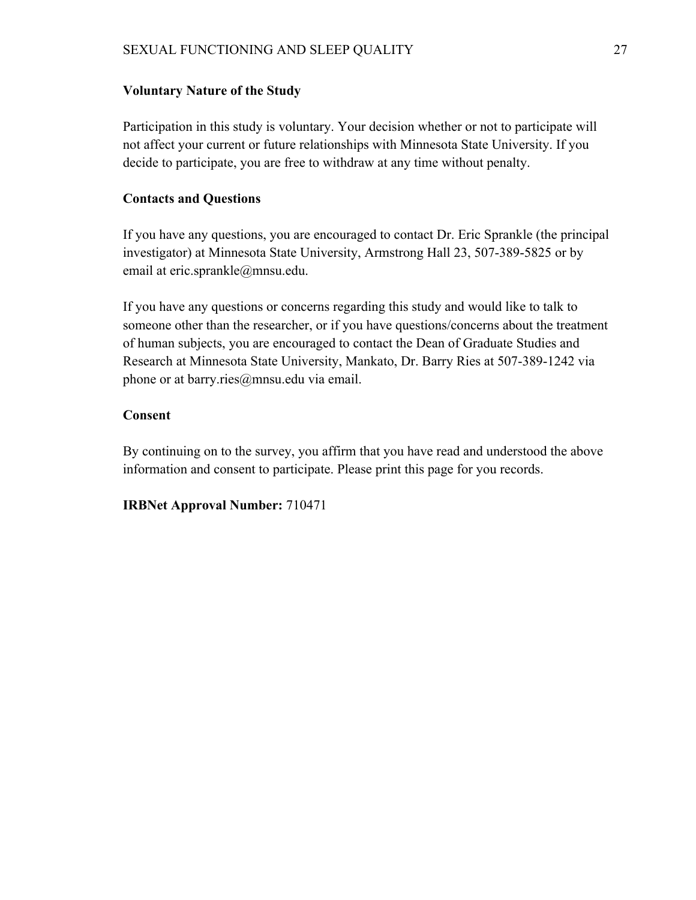**Voluntary Nature of the Study**

Participation in this study is voluntary. Your decision whether or not to participate will not affect your current or future relationships with Minnesota State University. If you decide to participate, you are free to withdraw at any time without penalty.

**Contacts and Questions**

If you have any questions, you are encouraged to contact Dr. Eric Sprankle (the principal investigator) at Minnesota State University, Armstrong Hall 23, 507-389-5825 or by email at eric.sprankle@mnsu.edu.

If you have any questions or concerns regarding this study and would like to talk to someone other than the researcher, or if you have questions/concerns about the treatment of human subjects, you are encouraged to contact the Dean of Graduate Studies and Research at Minnesota State University, Mankato, Dr. Barry Ries at 507-389-1242 via phone or at barry.ries@mnsu.edu via email.

**Consent**

By continuing on to the survey, you affirm that you have read and understood the above information and consent to participate. Please print this page for you records.

**IRBNet Approval Number:** 710471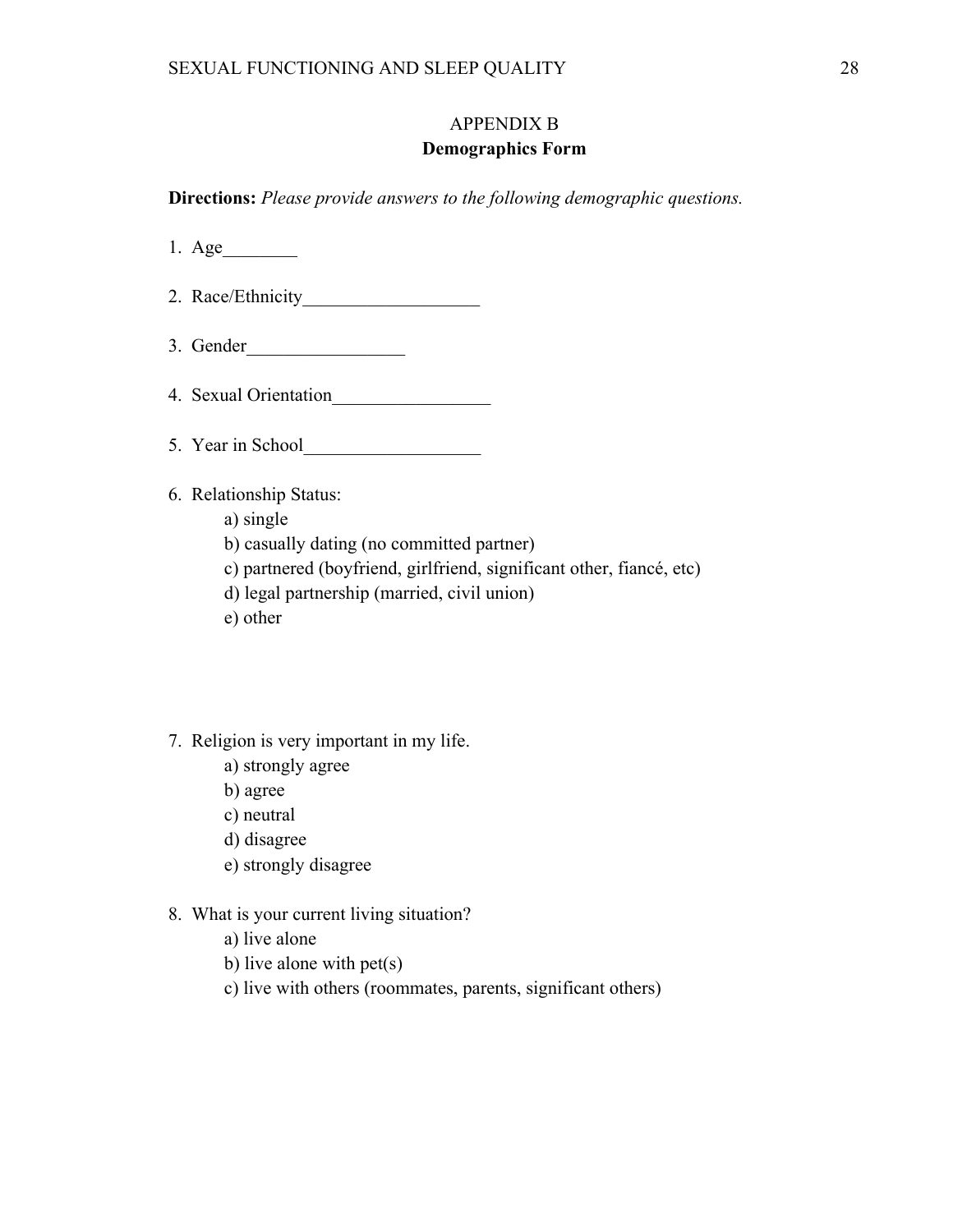APPENDIX B

**Demographics Form**

**Directions:** *Please provide answers to the following demographic questions.*

1. Age________

2. Race/Ethnicity___________________

3. Gender_________________

4. Sexual Orientation_________________

5. Year in School___________________

6. Relationship Status:
   a) single
   b) casually dating (no committed partner)
   c) partnered (boyfriend, girlfriend, significant other, fiancé, etc)
   d) legal partnership (married, civil union)
   e) other

7. Religion is very important in my life.
   a) strongly agree
   b) agree
   c) neutral
   d) disagree
   e) strongly disagree

8. What is your current living situation?
   a) live alone
   b) live alone with pet(s)
   c) live with others (roommates, parents, significant others)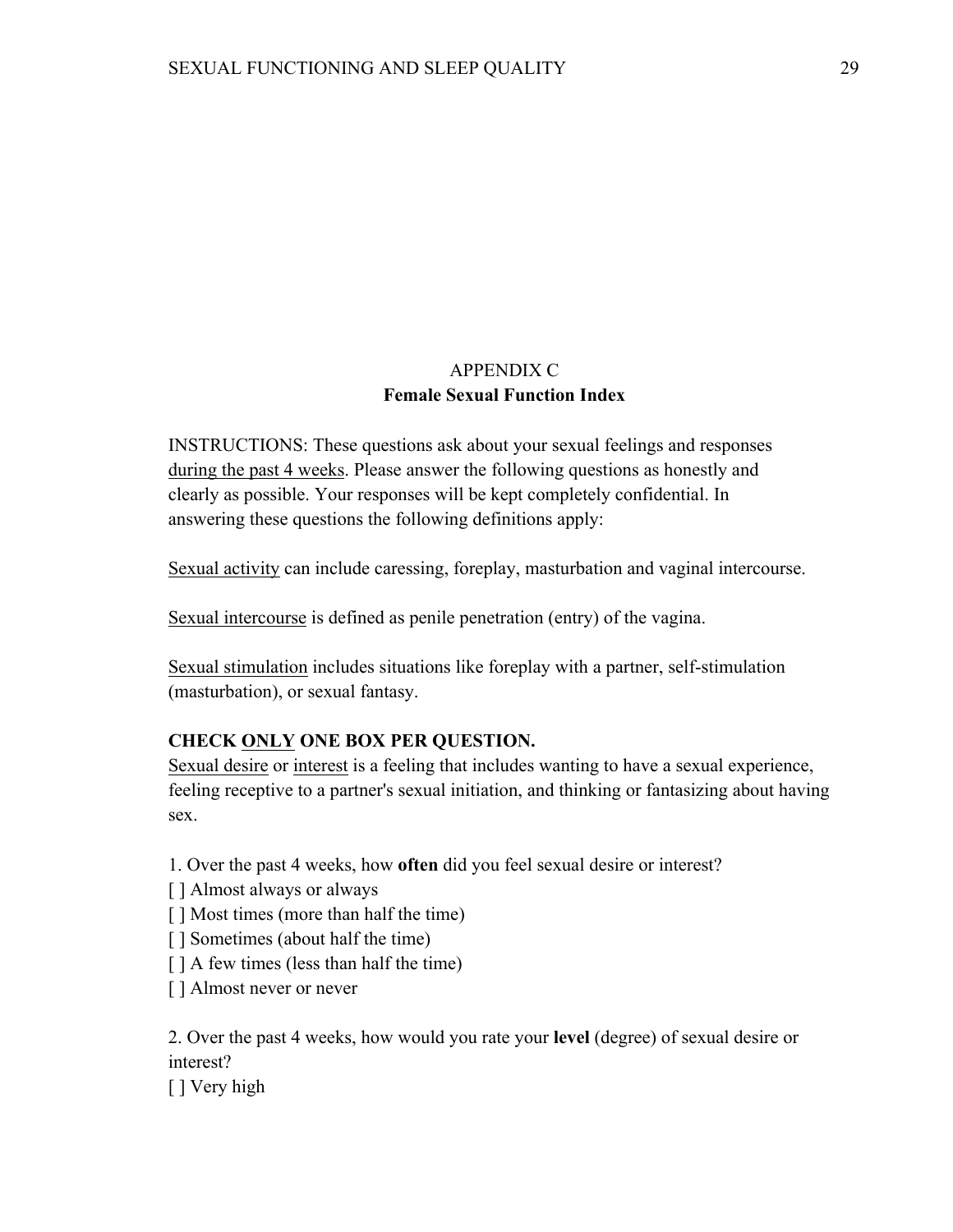## APPENDIX C
## Female Sexual Function Index

INSTRUCTIONS: These questions ask about your sexual feelings and responses during the past 4 weeks. Please answer the following questions as honestly and clearly as possible. Your responses will be kept completely confidential. In answering these questions the following definitions apply:

Sexual activity can include caressing, foreplay, masturbation and vaginal intercourse.

Sexual intercourse is defined as penile penetration (entry) of the vagina.

Sexual stimulation includes situations like foreplay with a partner, self-stimulation (masturbation), or sexual fantasy.

**CHECK ONLY ONE BOX PER QUESTION.**

Sexual desire or interest is a feeling that includes wanting to have a sexual experience, feeling receptive to a partner's sexual initiation, and thinking or fantasizing about having sex.

1. Over the past 4 weeks, how **often** did you feel sexual desire or interest?

[ ] Almost always or always
[ ] Most times (more than half the time)
[ ] Sometimes (about half the time)
[ ] A few times (less than half the time)
[ ] Almost never or never

2. Over the past 4 weeks, how would you rate your **level** (degree) of sexual desire or interest?

[ ] Very high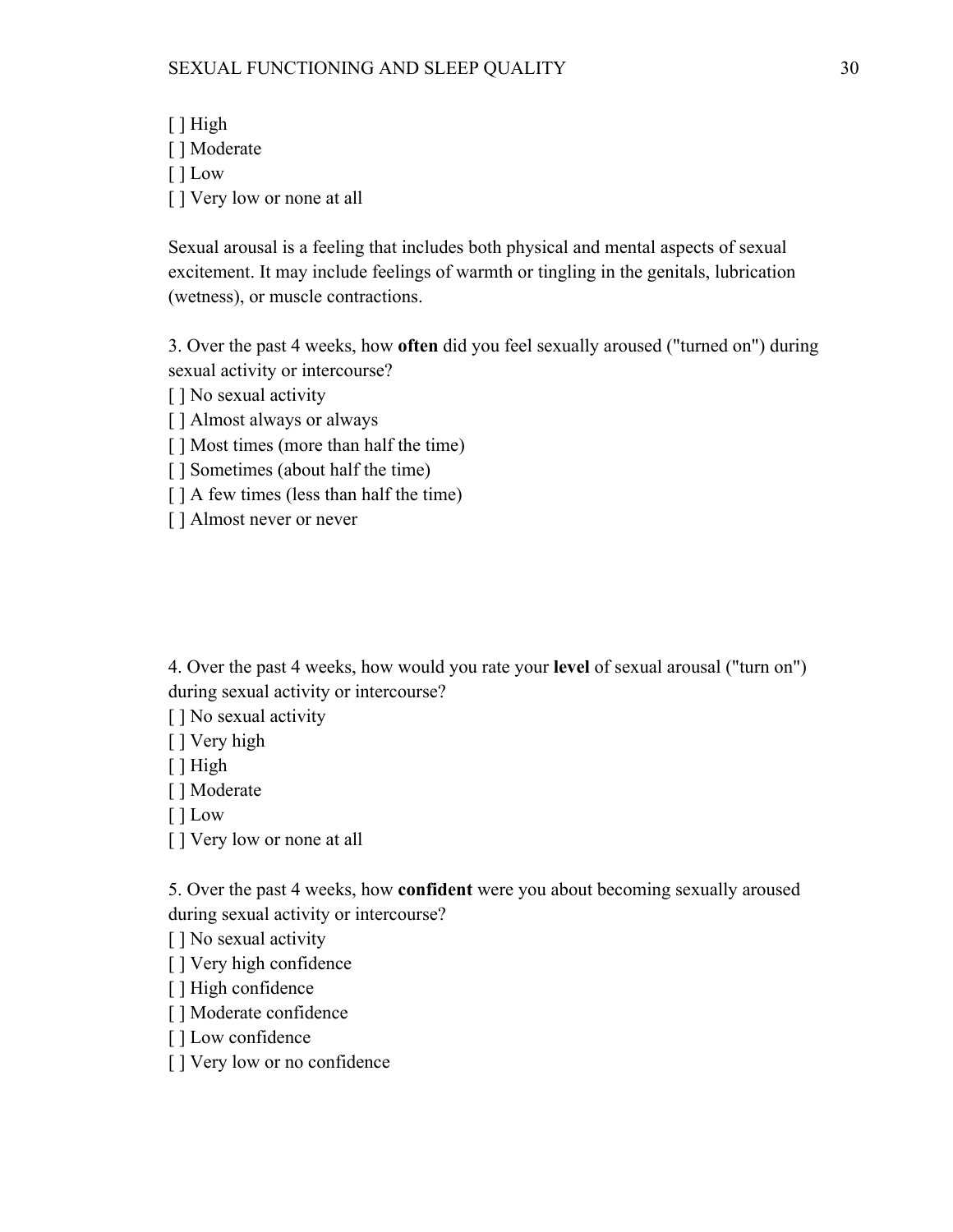[ ] High
[ ] Moderate
[ ] Low
[ ] Very low or none at all

Sexual arousal is a feeling that includes both physical and mental aspects of sexual excitement. It may include feelings of warmth or tingling in the genitals, lubrication (wetness), or muscle contractions.

3. Over the past 4 weeks, how **often** did you feel sexually aroused ("turned on") during sexual activity or intercourse?
[ ] No sexual activity
[ ] Almost always or always
[ ] Most times (more than half the time)
[ ] Sometimes (about half the time)
[ ] A few times (less than half the time)
[ ] Almost never or never

4. Over the past 4 weeks, how would you rate your **level** of sexual arousal ("turn on") during sexual activity or intercourse?
[ ] No sexual activity
[ ] Very high
[ ] High
[ ] Moderate
[ ] Low
[ ] Very low or none at all

5. Over the past 4 weeks, how **confident** were you about becoming sexually aroused during sexual activity or intercourse?
[ ] No sexual activity
[ ] Very high confidence
[ ] High confidence
[ ] Moderate confidence
[ ] Low confidence
[ ] Very low or no confidence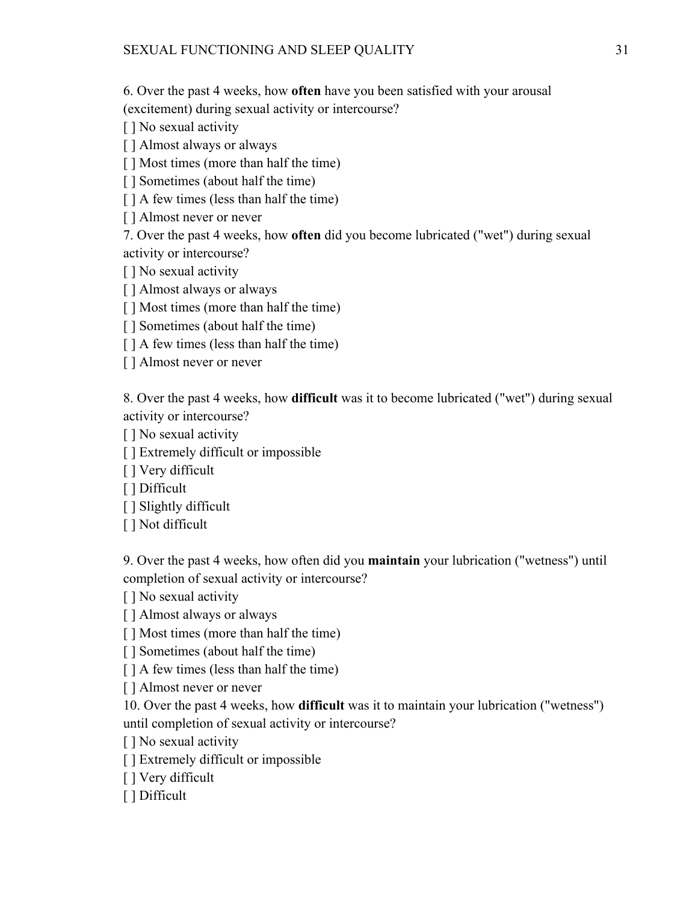6. Over the past 4 weeks, how **often** have you been satisfied with your arousal (excitement) during sexual activity or intercourse?

[ ] No sexual activity
[ ] Almost always or always
[ ] Most times (more than half the time)
[ ] Sometimes (about half the time)
[ ] A few times (less than half the time)
[ ] Almost never or never

7. Over the past 4 weeks, how **often** did you become lubricated ("wet") during sexual activity or intercourse?

[ ] No sexual activity
[ ] Almost always or always
[ ] Most times (more than half the time)
[ ] Sometimes (about half the time)
[ ] A few times (less than half the time)
[ ] Almost never or never

8. Over the past 4 weeks, how **difficult** was it to become lubricated ("wet") during sexual activity or intercourse?

[ ] No sexual activity
[ ] Extremely difficult or impossible
[ ] Very difficult
[ ] Difficult
[ ] Slightly difficult
[ ] Not difficult

9. Over the past 4 weeks, how often did you **maintain** your lubrication ("wetness") until completion of sexual activity or intercourse?

[ ] No sexual activity
[ ] Almost always or always
[ ] Most times (more than half the time)
[ ] Sometimes (about half the time)
[ ] A few times (less than half the time)
[ ] Almost never or never

10. Over the past 4 weeks, how **difficult** was it to maintain your lubrication ("wetness") until completion of sexual activity or intercourse?

[ ] No sexual activity
[ ] Extremely difficult or impossible
[ ] Very difficult
[ ] Difficult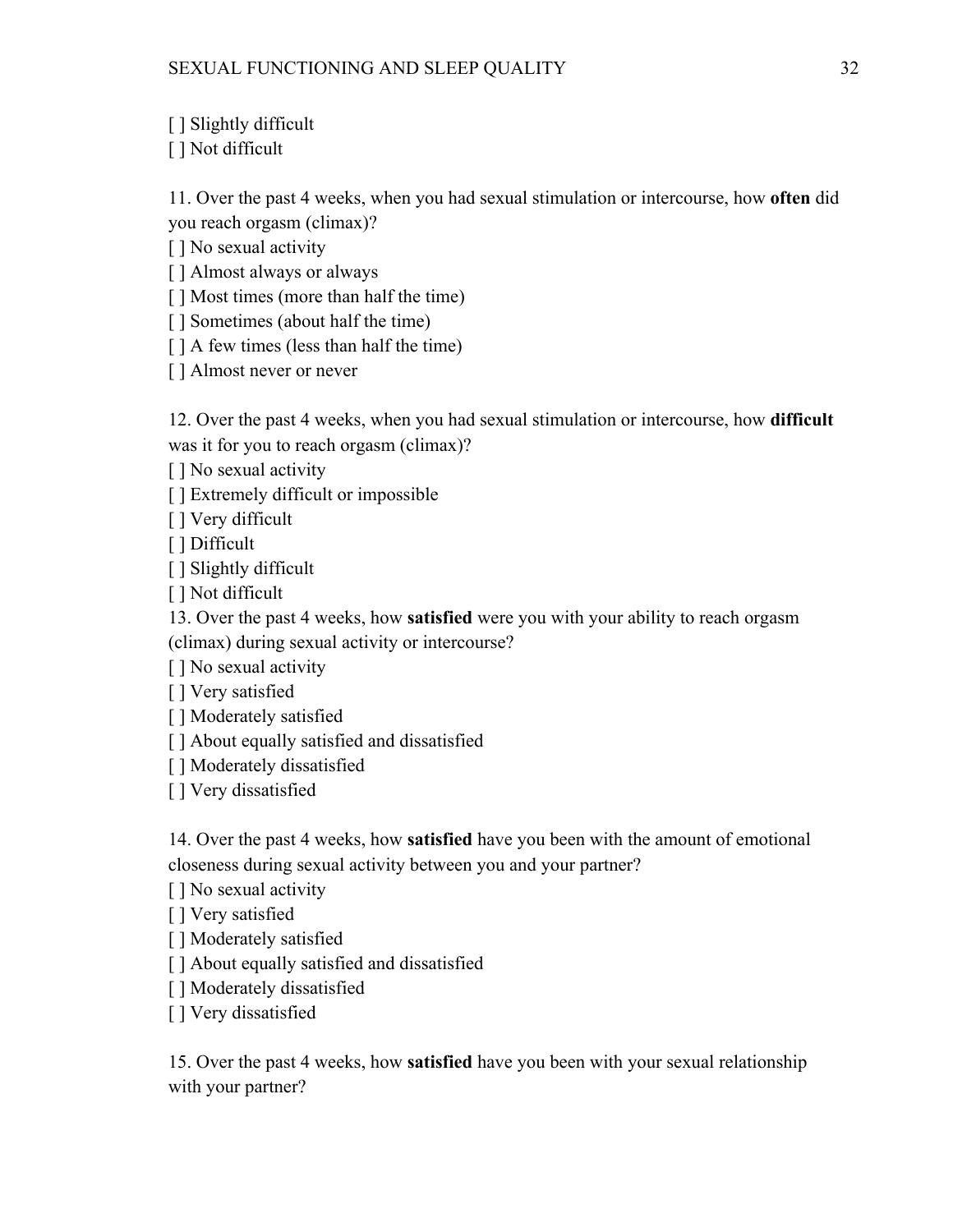[ ] Slightly difficult
[ ] Not difficult

11. Over the past 4 weeks, when you had sexual stimulation or intercourse, how **often** did you reach orgasm (climax)?
[ ] No sexual activity
[ ] Almost always or always
[ ] Most times (more than half the time)
[ ] Sometimes (about half the time)
[ ] A few times (less than half the time)
[ ] Almost never or never

12. Over the past 4 weeks, when you had sexual stimulation or intercourse, how **difficult** was it for you to reach orgasm (climax)?
[ ] No sexual activity
[ ] Extremely difficult or impossible
[ ] Very difficult
[ ] Difficult
[ ] Slightly difficult
[ ] Not difficult

13. Over the past 4 weeks, how **satisfied** were you with your ability to reach orgasm (climax) during sexual activity or intercourse?
[ ] No sexual activity
[ ] Very satisfied
[ ] Moderately satisfied
[ ] About equally satisfied and dissatisfied
[ ] Moderately dissatisfied
[ ] Very dissatisfied

14. Over the past 4 weeks, how **satisfied** have you been with the amount of emotional closeness during sexual activity between you and your partner?
[ ] No sexual activity
[ ] Very satisfied
[ ] Moderately satisfied
[ ] About equally satisfied and dissatisfied
[ ] Moderately dissatisfied
[ ] Very dissatisfied

15. Over the past 4 weeks, how **satisfied** have you been with your sexual relationship with your partner?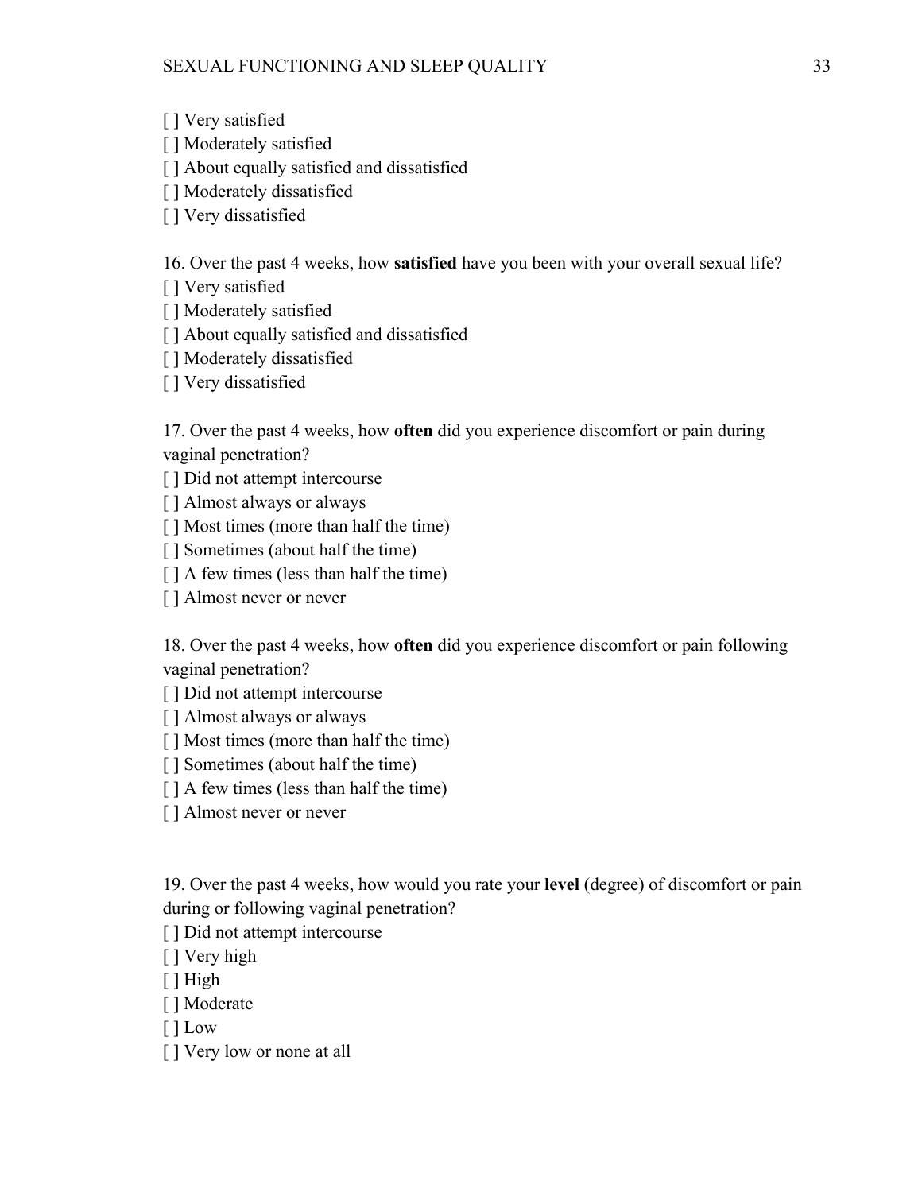[ ] Very satisfied
[ ] Moderately satisfied
[ ] About equally satisfied and dissatisfied
[ ] Moderately dissatisfied
[ ] Very dissatisfied

16. Over the past 4 weeks, how **satisfied** have you been with your overall sexual life?
[ ] Very satisfied
[ ] Moderately satisfied
[ ] About equally satisfied and dissatisfied
[ ] Moderately dissatisfied
[ ] Very dissatisfied

17. Over the past 4 weeks, how **often** did you experience discomfort or pain during vaginal penetration?
[ ] Did not attempt intercourse
[ ] Almost always or always
[ ] Most times (more than half the time)
[ ] Sometimes (about half the time)
[ ] A few times (less than half the time)
[ ] Almost never or never

18. Over the past 4 weeks, how **often** did you experience discomfort or pain following vaginal penetration?
[ ] Did not attempt intercourse
[ ] Almost always or always
[ ] Most times (more than half the time)
[ ] Sometimes (about half the time)
[ ] A few times (less than half the time)
[ ] Almost never or never

19. Over the past 4 weeks, how would you rate your **level** (degree) of discomfort or pain during or following vaginal penetration?
[ ] Did not attempt intercourse
[ ] Very high
[ ] High
[ ] Moderate
[ ] Low
[ ] Very low or none at all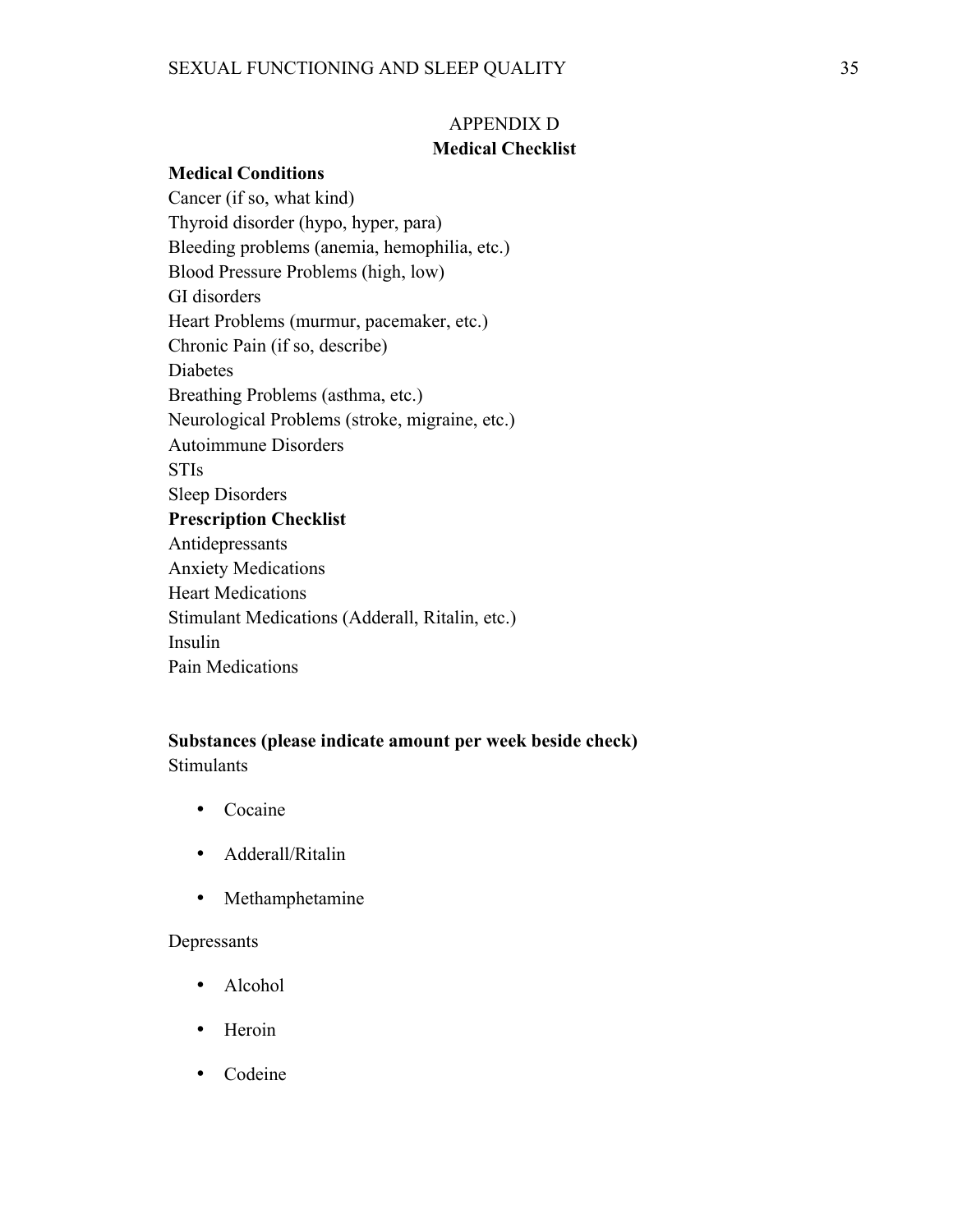# APPENDIX D

## Medical Checklist

**Medical Conditions**

Cancer (if so, what kind)
Thyroid disorder (hypo, hyper, para)
Bleeding problems (anemia, hemophilia, etc.)
Blood Pressure Problems (high, low)
GI disorders
Heart Problems (murmur, pacemaker, etc.)
Chronic Pain (if so, describe)
Diabetes
Breathing Problems (asthma, etc.)
Neurological Problems (stroke, migraine, etc.)
Autoimmune Disorders
STIs
Sleep Disorders

**Prescription Checklist**

Antidepressants
Anxiety Medications
Heart Medications
Stimulant Medications (Adderall, Ritalin, etc.)
Insulin
Pain Medications

**Substances (please indicate amount per week beside check)**

Stimulants

- Cocaine
- Adderall/Ritalin
- Methamphetamine

Depressants

- Alcohol
- Heroin
- Codeine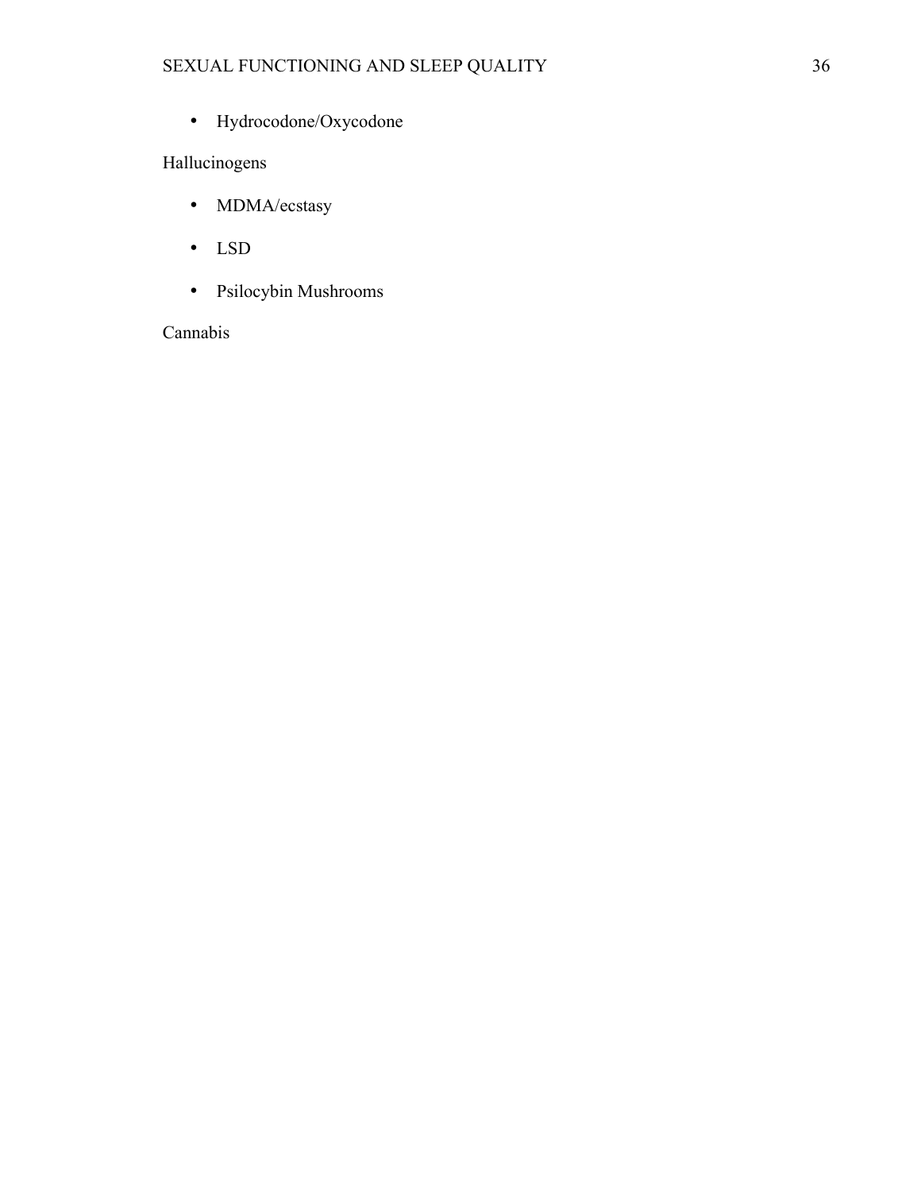- Hydrocodone/Oxycodone

Hallucinogens

- MDMA/ecstasy
- LSD
- Psilocybin Mushrooms

Cannabis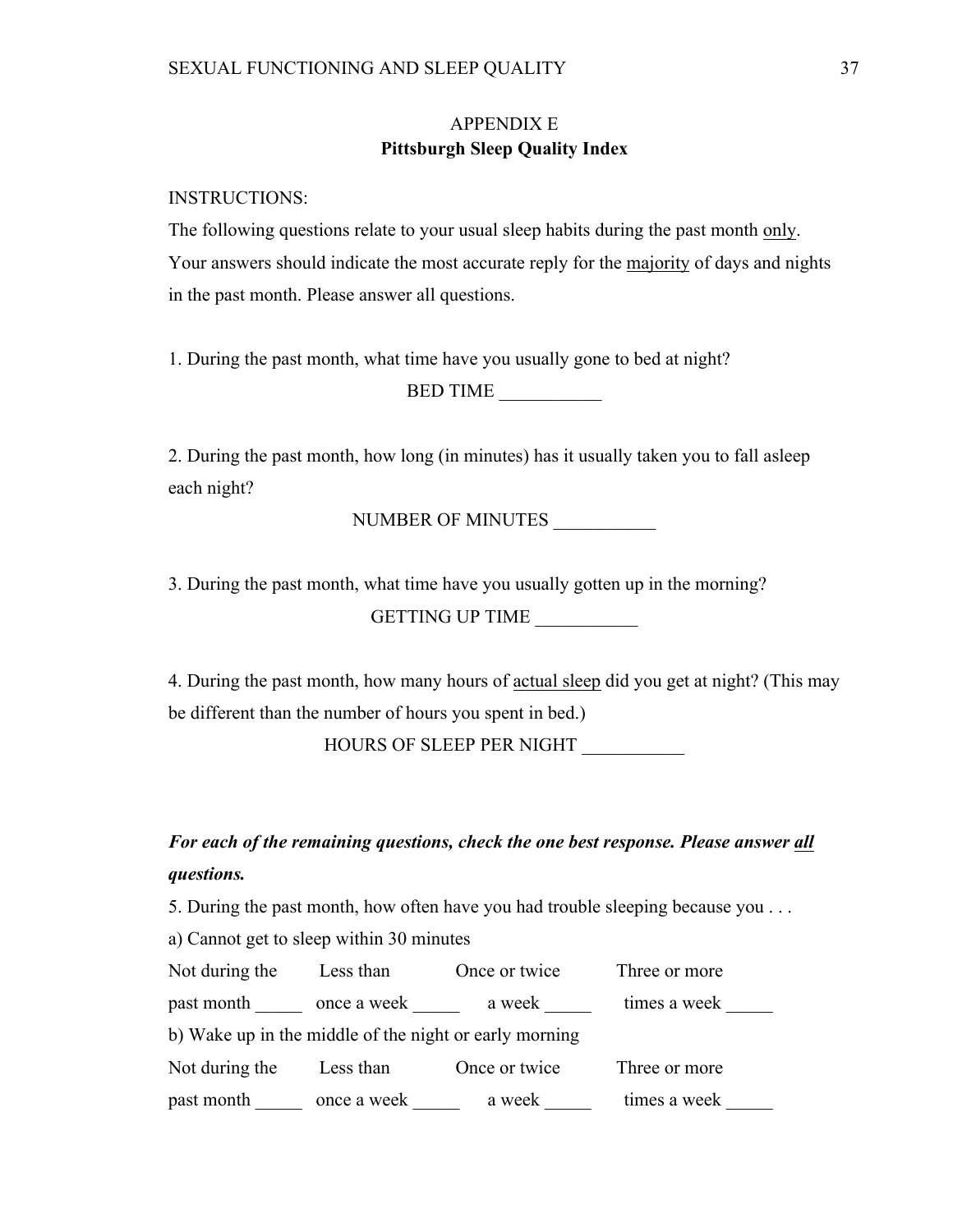APPENDIX E

**Pittsburgh Sleep Quality Index**

INSTRUCTIONS:

The following questions relate to your usual sleep habits during the past month only. Your answers should indicate the most accurate reply for the majority of days and nights in the past month. Please answer all questions.

1. During the past month, what time have you usually gone to bed at night?

BED TIME ___________

2. During the past month, how long (in minutes) has it usually taken you to fall asleep each night?

NUMBER OF MINUTES ___________

3. During the past month, what time have you usually gotten up in the morning?

GETTING UP TIME ___________

4. During the past month, how many hours of actual sleep did you get at night? (This may be different than the number of hours you spent in bed.)

HOURS OF SLEEP PER NIGHT ___________

***For each of the remaining questions, check the one best response. Please answer all questions.***

5. During the past month, how often have you had trouble sleeping because you . . .

a) Cannot get to sleep within 30 minutes

Not during the past month _____ Less than once a week _____ Once or twice a week _____ Three or more times a week _____

b) Wake up in the middle of the night or early morning

Not during the past month _____ Less than once a week _____ Once or twice a week _____ Three or more times a week _____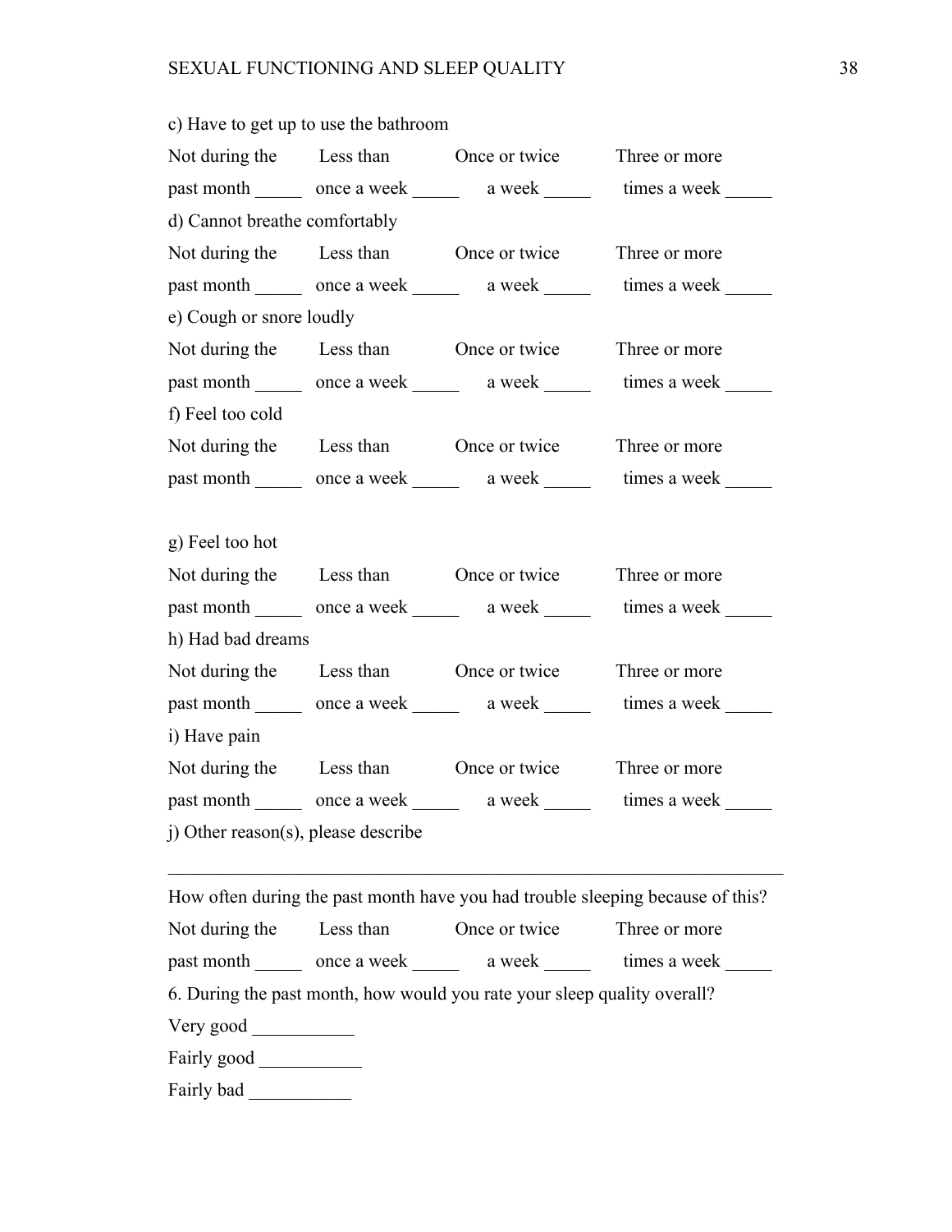c) Have to get up to use the bathroom

Not during the past month _____ Less than once a week _____ Once or twice a week _____ Three or more times a week _____

d) Cannot breathe comfortably

Not during the past month _____ Less than once a week _____ Once or twice a week _____ Three or more times a week _____

e) Cough or snore loudly

Not during the past month _____ Less than once a week _____ Once or twice a week _____ Three or more times a week _____

f) Feel too cold

Not during the past month _____ Less than once a week _____ Once or twice a week _____ Three or more times a week _____

g) Feel too hot

Not during the past month _____ Less than once a week _____ Once or twice a week _____ Three or more times a week _____

h) Had bad dreams

Not during the past month _____ Less than once a week _____ Once or twice a week _____ Three or more times a week _____

i) Have pain

Not during the past month _____ Less than once a week _____ Once or twice a week _____ Three or more times a week _____

j) Other reason(s), please describe

_____________________________________________________________________

How often during the past month have you had trouble sleeping because of this?

Not during the past month _____ Less than once a week _____ Once or twice a week _____ Three or more times a week _____

6. During the past month, how would you rate your sleep quality overall?

Very good ___________

Fairly good ___________

Fairly bad ___________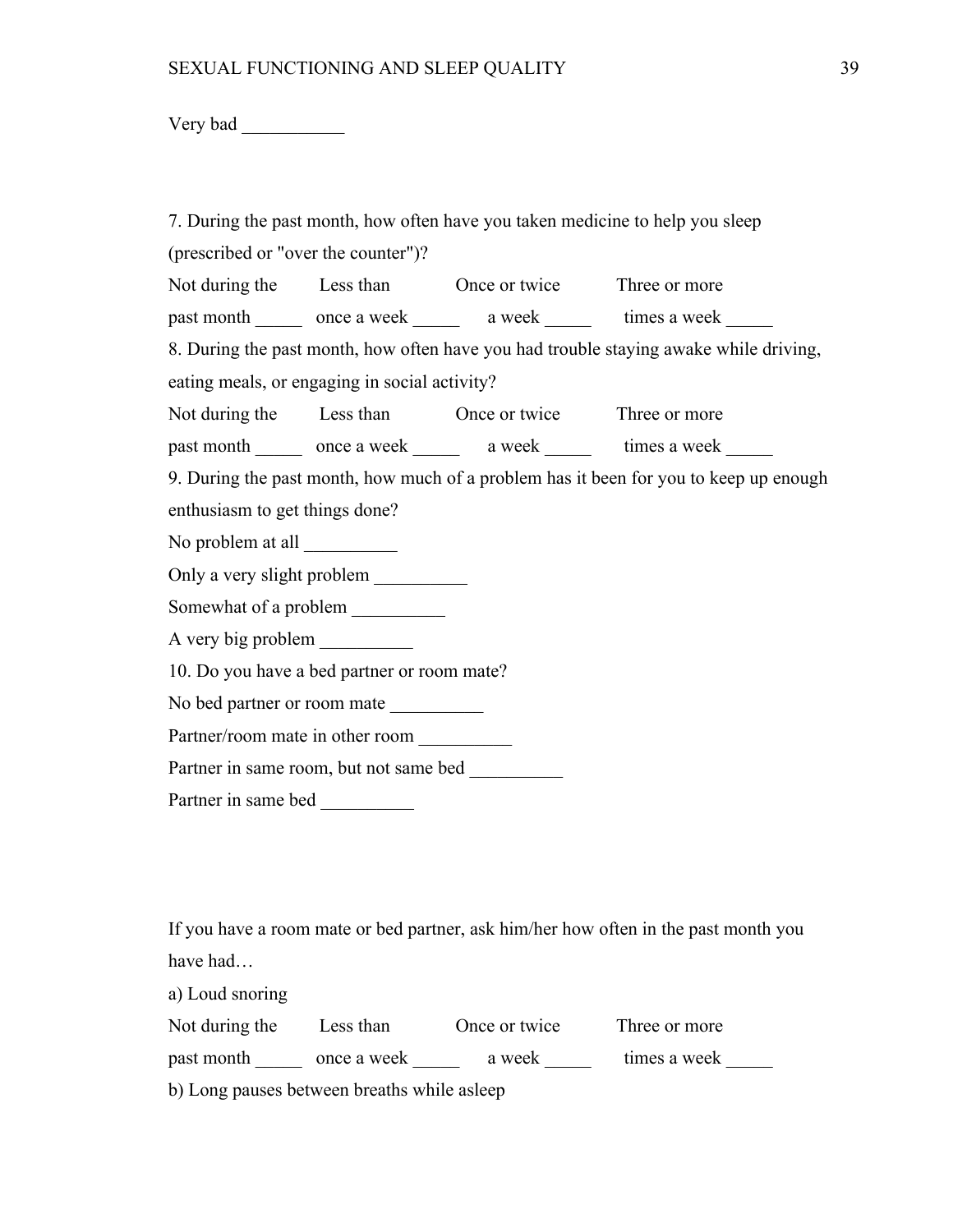Very bad ___________

7. During the past month, how often have you taken medicine to help you sleep (prescribed or "over the counter")?

Not during the past month _____ Less than once a week _____ Once or twice a week _____ Three or more times a week _____

8. During the past month, how often have you had trouble staying awake while driving, eating meals, or engaging in social activity?

Not during the past month _____ Less than once a week _____ Once or twice a week _____ Three or more times a week _____

9. During the past month, how much of a problem has it been for you to keep up enough enthusiasm to get things done?

No problem at all __________

Only a very slight problem __________

Somewhat of a problem __________

A very big problem __________

10. Do you have a bed partner or room mate?

No bed partner or room mate __________

Partner/room mate in other room __________

Partner in same room, but not same bed __________

Partner in same bed __________

If you have a room mate or bed partner, ask him/her how often in the past month you have had…

a) Loud snoring

Not during the past month _____ Less than once a week _____ Once or twice a week _____ Three or more times a week _____

b) Long pauses between breaths while asleep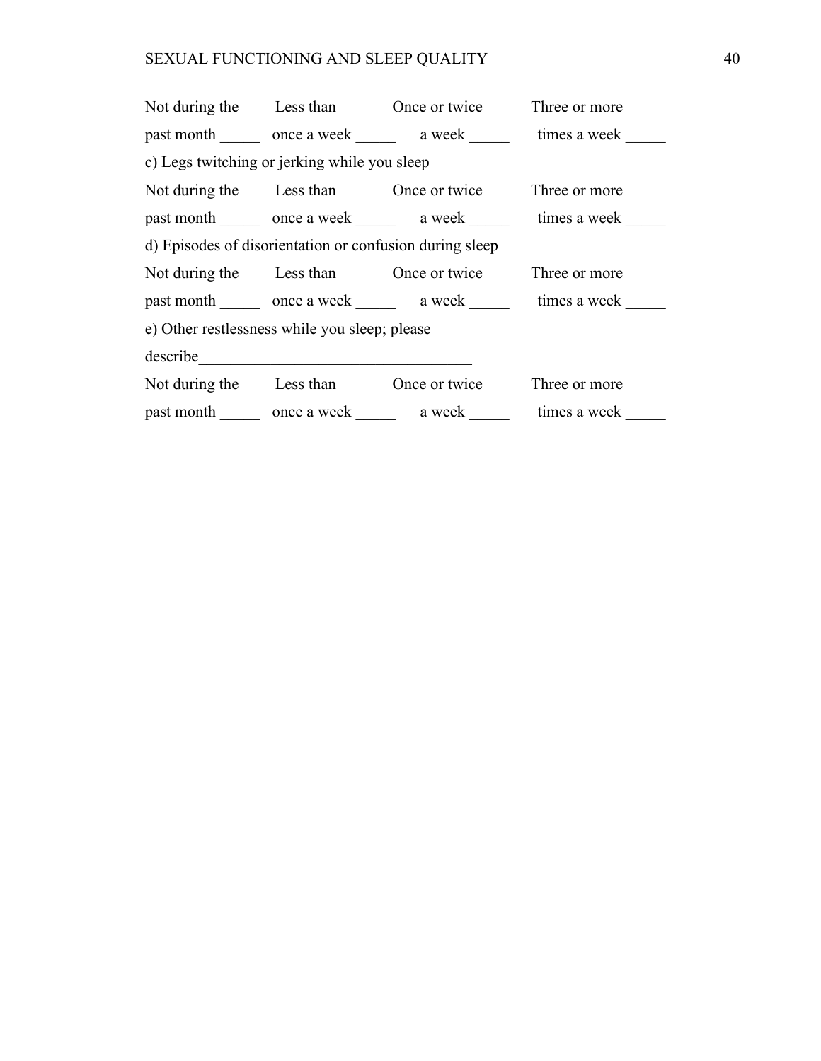Not during the past month _____ Less than once a week _____ Once or twice a week _____ Three or more times a week _____

c) Legs twitching or jerking while you sleep

Not during the past month _____ Less than once a week _____ Once or twice a week _____ Three or more times a week _____

d) Episodes of disorientation or confusion during sleep

Not during the past month _____ Less than once a week _____ Once or twice a week _____ Three or more times a week _____

e) Other restlessness while you sleep; please describe__________________________________

Not during the past month _____ Less than once a week _____ Once or twice a week _____ Three or more times a week _____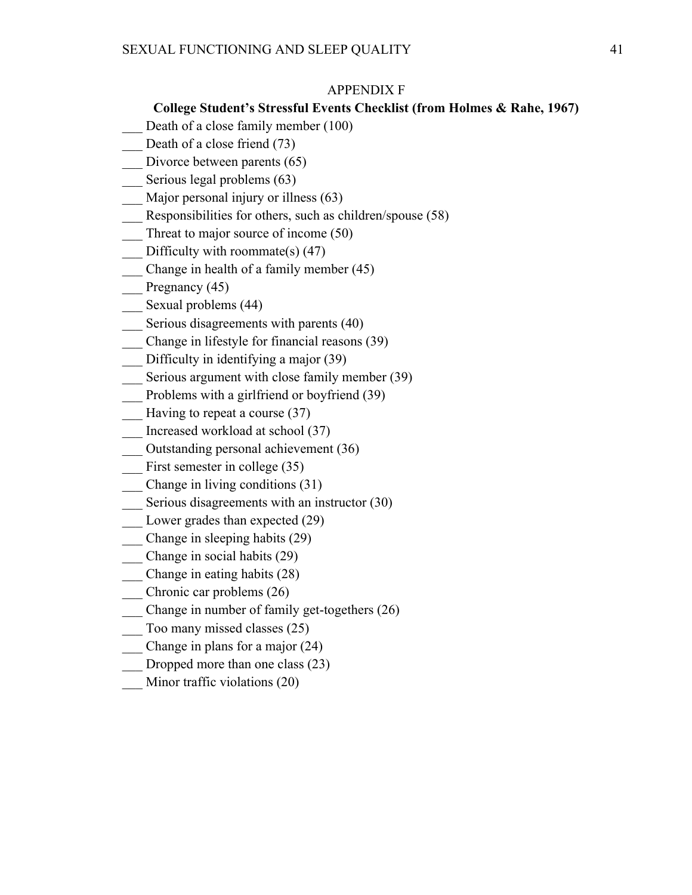## APPENDIX F

**College Student's Stressful Events Checklist (from Holmes & Rahe, 1967)**

___ Death of a close family member (100)
___ Death of a close friend (73)
___ Divorce between parents (65)
___ Serious legal problems (63)
___ Major personal injury or illness (63)
___ Responsibilities for others, such as children/spouse (58)
___ Threat to major source of income (50)
___ Difficulty with roommate(s) (47)
___ Change in health of a family member (45)
___ Pregnancy (45)
___ Sexual problems (44)
___ Serious disagreements with parents (40)
___ Change in lifestyle for financial reasons (39)
___ Difficulty in identifying a major (39)
___ Serious argument with close family member (39)
___ Problems with a girlfriend or boyfriend (39)
___ Having to repeat a course (37)
___ Increased workload at school (37)
___ Outstanding personal achievement (36)
___ First semester in college (35)
___ Change in living conditions (31)
___ Serious disagreements with an instructor (30)
___ Lower grades than expected (29)
___ Change in sleeping habits (29)
___ Change in social habits (29)
___ Change in eating habits (28)
___ Chronic car problems (26)
___ Change in number of family get-togethers (26)
___ Too many missed classes (25)
___ Change in plans for a major (24)
___ Dropped more than one class (23)
___ Minor traffic violations (20)